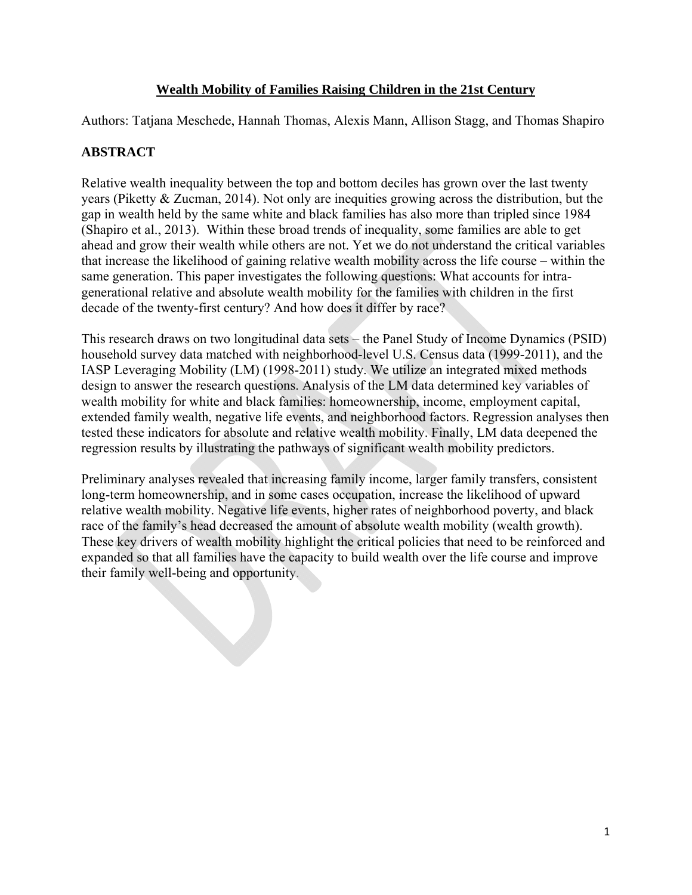# Wealth Mobility of Families Raising Children in the 21st Century

Authors: Tatjana Meschede, Hannah Thomas, Alexis Mann, Allison Stagg, and Thomas Shapiro

## ABSTRACT

Relative wealth inequality between the top and bottom deciles has grown over the last twenty years (Piketty & Zucman, 2014). Not only are inequities growing across the distribution, but the gap in wealth held by the same white and black families has also more than tripled since 1984 (Shapiro et al., 2013). Within these broad trends of inequality, some families are able to get ahead and grow their wealth while others are not. Yet we do not understand the critical variables that increase the likelihood of gaining relative wealth mobility across the life course – within the same generation. This paper investigates the following questions: What accounts for intra-generational relative and absolute wealth mobility for the families with children in the first decade of the twenty-first century? And how does it differ by race?

This research draws on two longitudinal data sets – the Panel Study of Income Dynamics (PSID) household survey data matched with neighborhood-level U.S. Census data (1999-2011), and the IASP Leveraging Mobility (LM) (1998-2011) study. We utilize an integrated mixed methods design to answer the research questions. Analysis of the LM data determined key variables of wealth mobility for white and black families: homeownership, income, employment capital, extended family wealth, negative life events, and neighborhood factors. Regression analyses then tested these indicators for absolute and relative wealth mobility. Finally, LM data deepened the regression results by illustrating the pathways of significant wealth mobility predictors.

Preliminary analyses revealed that increasing family income, larger family transfers, consistent long-term homeownership, and in some cases occupation, increase the likelihood of upward relative wealth mobility. Negative life events, higher rates of neighborhood poverty, and black race of the family's head decreased the amount of absolute wealth mobility (wealth growth). These key drivers of wealth mobility highlight the critical policies that need to be reinforced and expanded so that all families have the capacity to build wealth over the life course and improve their family well-being and opportunity.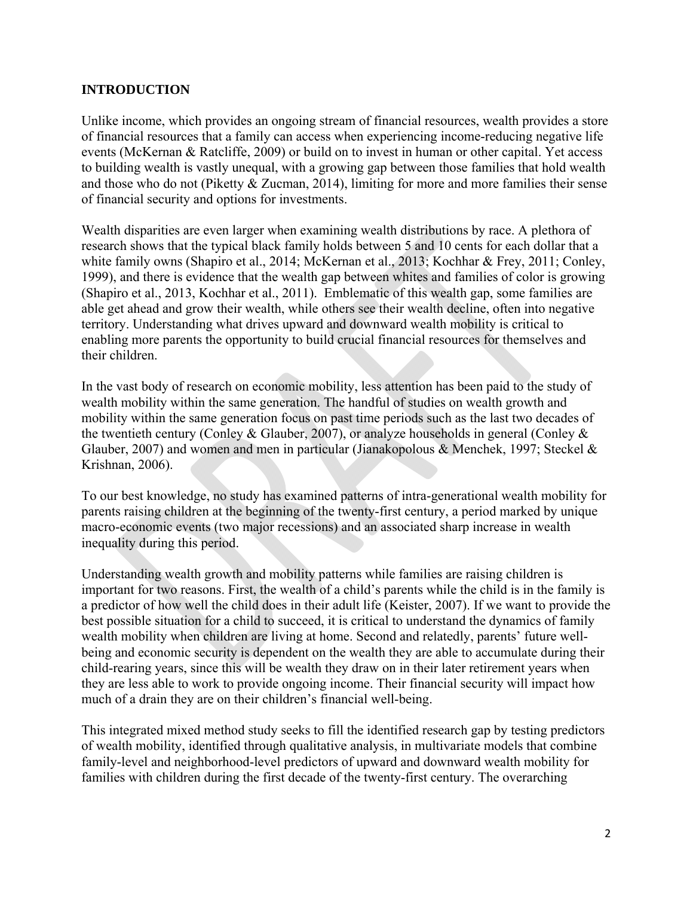## INTRODUCTION

Unlike income, which provides an ongoing stream of financial resources, wealth provides a store of financial resources that a family can access when experiencing income-reducing negative life events (McKernan & Ratcliffe, 2009) or build on to invest in human or other capital. Yet access to building wealth is vastly unequal, with a growing gap between those families that hold wealth and those who do not (Piketty & Zucman, 2014), limiting for more and more families their sense of financial security and options for investments.

Wealth disparities are even larger when examining wealth distributions by race. A plethora of research shows that the typical black family holds between 5 and 10 cents for each dollar that a white family owns (Shapiro et al., 2014; McKernan et al., 2013; Kochhar & Frey, 2011; Conley, 1999), and there is evidence that the wealth gap between whites and families of color is growing (Shapiro et al., 2013, Kochhar et al., 2011). Emblematic of this wealth gap, some families are able get ahead and grow their wealth, while others see their wealth decline, often into negative territory. Understanding what drives upward and downward wealth mobility is critical to enabling more parents the opportunity to build crucial financial resources for themselves and their children.

In the vast body of research on economic mobility, less attention has been paid to the study of wealth mobility within the same generation. The handful of studies on wealth growth and mobility within the same generation focus on past time periods such as the last two decades of the twentieth century (Conley & Glauber, 2007), or analyze households in general (Conley & Glauber, 2007) and women and men in particular (Jianakopolous & Menchek, 1997; Steckel & Krishnan, 2006).

To our best knowledge, no study has examined patterns of intra-generational wealth mobility for parents raising children at the beginning of the twenty-first century, a period marked by unique macro-economic events (two major recessions) and an associated sharp increase in wealth inequality during this period.

Understanding wealth growth and mobility patterns while families are raising children is important for two reasons. First, the wealth of a child's parents while the child is in the family is a predictor of how well the child does in their adult life (Keister, 2007). If we want to provide the best possible situation for a child to succeed, it is critical to understand the dynamics of family wealth mobility when children are living at home. Second and relatedly, parents' future well-being and economic security is dependent on the wealth they are able to accumulate during their child-rearing years, since this will be wealth they draw on in their later retirement years when they are less able to work to provide ongoing income. Their financial security will impact how much of a drain they are on their children's financial well-being.

This integrated mixed method study seeks to fill the identified research gap by testing predictors of wealth mobility, identified through qualitative analysis, in multivariate models that combine family-level and neighborhood-level predictors of upward and downward wealth mobility for families with children during the first decade of the twenty-first century. The overarching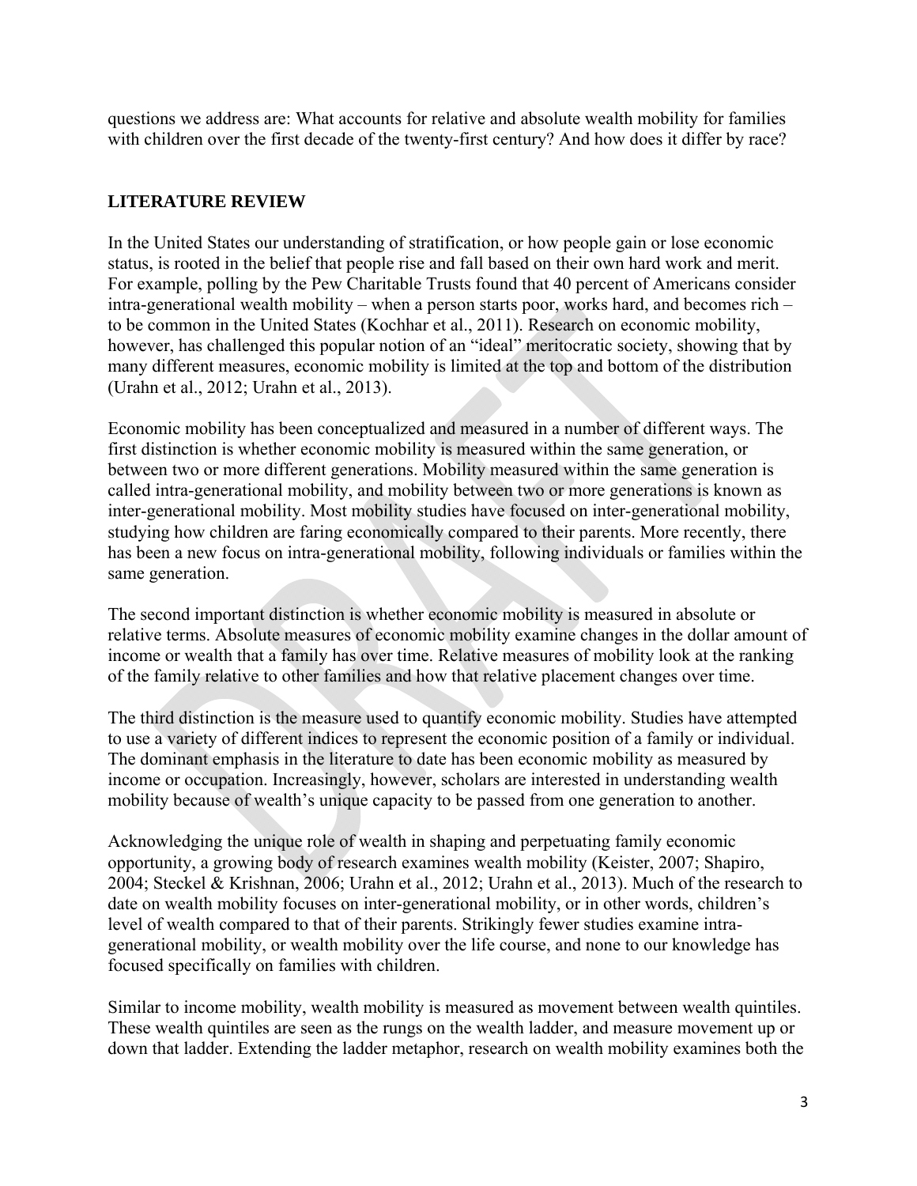questions we address are: What accounts for relative and absolute wealth mobility for families with children over the first decade of the twenty-first century? And how does it differ by race?

## LITERATURE REVIEW

In the United States our understanding of stratification, or how people gain or lose economic status, is rooted in the belief that people rise and fall based on their own hard work and merit. For example, polling by the Pew Charitable Trusts found that 40 percent of Americans consider intra-generational wealth mobility – when a person starts poor, works hard, and becomes rich – to be common in the United States (Kochhar et al., 2011). Research on economic mobility, however, has challenged this popular notion of an "ideal" meritocratic society, showing that by many different measures, economic mobility is limited at the top and bottom of the distribution (Urahn et al., 2012; Urahn et al., 2013).

Economic mobility has been conceptualized and measured in a number of different ways. The first distinction is whether economic mobility is measured within the same generation, or between two or more different generations. Mobility measured within the same generation is called intra-generational mobility, and mobility between two or more generations is known as inter-generational mobility. Most mobility studies have focused on inter-generational mobility, studying how children are faring economically compared to their parents. More recently, there has been a new focus on intra-generational mobility, following individuals or families within the same generation.

The second important distinction is whether economic mobility is measured in absolute or relative terms. Absolute measures of economic mobility examine changes in the dollar amount of income or wealth that a family has over time. Relative measures of mobility look at the ranking of the family relative to other families and how that relative placement changes over time.

The third distinction is the measure used to quantify economic mobility. Studies have attempted to use a variety of different indices to represent the economic position of a family or individual. The dominant emphasis in the literature to date has been economic mobility as measured by income or occupation. Increasingly, however, scholars are interested in understanding wealth mobility because of wealth's unique capacity to be passed from one generation to another.

Acknowledging the unique role of wealth in shaping and perpetuating family economic opportunity, a growing body of research examines wealth mobility (Keister, 2007; Shapiro, 2004; Steckel & Krishnan, 2006; Urahn et al., 2012; Urahn et al., 2013). Much of the research to date on wealth mobility focuses on inter-generational mobility, or in other words, children's level of wealth compared to that of their parents. Strikingly fewer studies examine intra-generational mobility, or wealth mobility over the life course, and none to our knowledge has focused specifically on families with children.

Similar to income mobility, wealth mobility is measured as movement between wealth quintiles. These wealth quintiles are seen as the rungs on the wealth ladder, and measure movement up or down that ladder. Extending the ladder metaphor, research on wealth mobility examines both the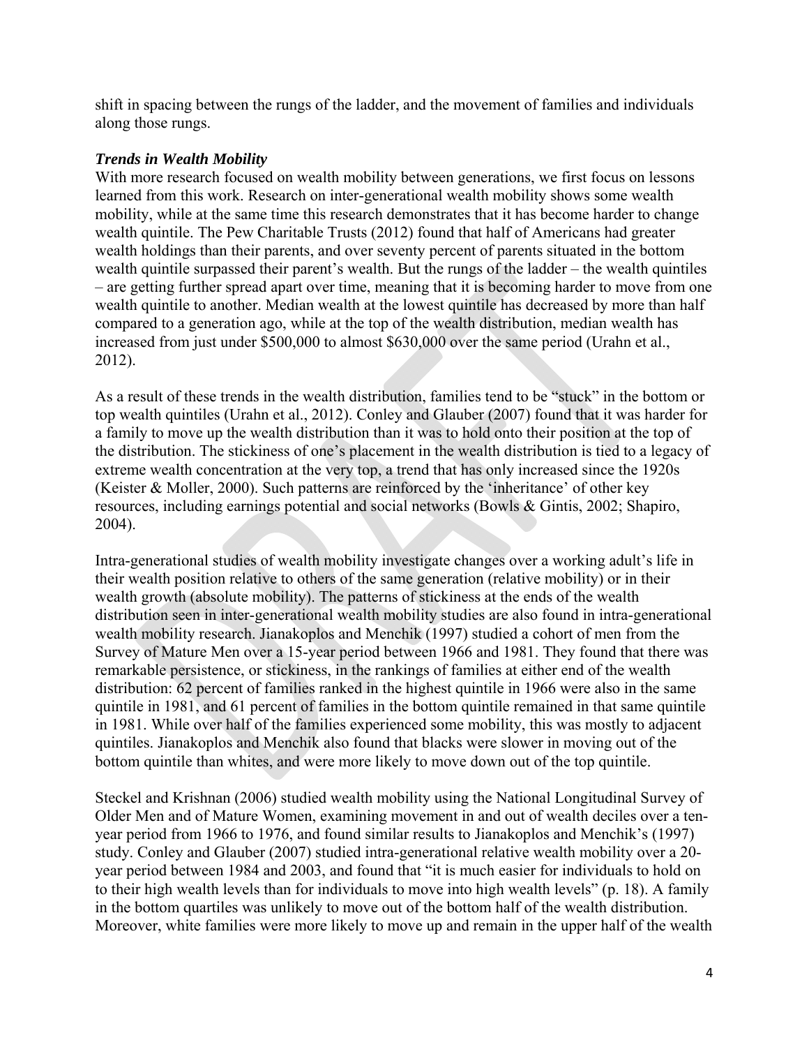shift in spacing between the rungs of the ladder, and the movement of families and individuals along those rungs.

***Trends in Wealth Mobility***

With more research focused on wealth mobility between generations, we first focus on lessons learned from this work. Research on inter-generational wealth mobility shows some wealth mobility, while at the same time this research demonstrates that it has become harder to change wealth quintile. The Pew Charitable Trusts (2012) found that half of Americans had greater wealth holdings than their parents, and over seventy percent of parents situated in the bottom wealth quintile surpassed their parent's wealth. But the rungs of the ladder – the wealth quintiles – are getting further spread apart over time, meaning that it is becoming harder to move from one wealth quintile to another. Median wealth at the lowest quintile has decreased by more than half compared to a generation ago, while at the top of the wealth distribution, median wealth has increased from just under $500,000 to almost $630,000 over the same period (Urahn et al., 2012).

As a result of these trends in the wealth distribution, families tend to be "stuck" in the bottom or top wealth quintiles (Urahn et al., 2012). Conley and Glauber (2007) found that it was harder for a family to move up the wealth distribution than it was to hold onto their position at the top of the distribution. The stickiness of one's placement in the wealth distribution is tied to a legacy of extreme wealth concentration at the very top, a trend that has only increased since the 1920s (Keister & Moller, 2000). Such patterns are reinforced by the 'inheritance' of other key resources, including earnings potential and social networks (Bowls & Gintis, 2002; Shapiro, 2004).

Intra-generational studies of wealth mobility investigate changes over a working adult's life in their wealth position relative to others of the same generation (relative mobility) or in their wealth growth (absolute mobility). The patterns of stickiness at the ends of the wealth distribution seen in inter-generational wealth mobility studies are also found in intra-generational wealth mobility research. Jianakoplos and Menchik (1997) studied a cohort of men from the Survey of Mature Men over a 15-year period between 1966 and 1981. They found that there was remarkable persistence, or stickiness, in the rankings of families at either end of the wealth distribution: 62 percent of families ranked in the highest quintile in 1966 were also in the same quintile in 1981, and 61 percent of families in the bottom quintile remained in that same quintile in 1981. While over half of the families experienced some mobility, this was mostly to adjacent quintiles. Jianakoplos and Menchik also found that blacks were slower in moving out of the bottom quintile than whites, and were more likely to move down out of the top quintile.

Steckel and Krishnan (2006) studied wealth mobility using the National Longitudinal Survey of Older Men and of Mature Women, examining movement in and out of wealth deciles over a ten-year period from 1966 to 1976, and found similar results to Jianakoplos and Menchik's (1997) study. Conley and Glauber (2007) studied intra-generational relative wealth mobility over a 20-year period between 1984 and 2003, and found that "it is much easier for individuals to hold on to their high wealth levels than for individuals to move into high wealth levels" (p. 18). A family in the bottom quartiles was unlikely to move out of the bottom half of the wealth distribution. Moreover, white families were more likely to move up and remain in the upper half of the wealth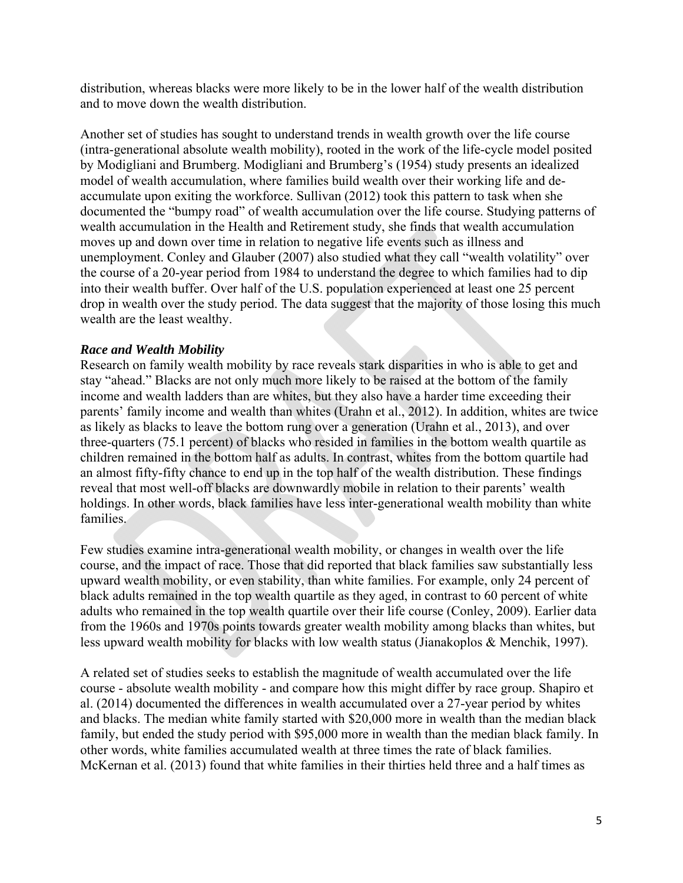distribution, whereas blacks were more likely to be in the lower half of the wealth distribution and to move down the wealth distribution.

Another set of studies has sought to understand trends in wealth growth over the life course (intra-generational absolute wealth mobility), rooted in the work of the life-cycle model posited by Modigliani and Brumberg. Modigliani and Brumberg's (1954) study presents an idealized model of wealth accumulation, where families build wealth over their working life and de-accumulate upon exiting the workforce. Sullivan (2012) took this pattern to task when she documented the "bumpy road" of wealth accumulation over the life course. Studying patterns of wealth accumulation in the Health and Retirement study, she finds that wealth accumulation moves up and down over time in relation to negative life events such as illness and unemployment. Conley and Glauber (2007) also studied what they call "wealth volatility" over the course of a 20-year period from 1984 to understand the degree to which families had to dip into their wealth buffer. Over half of the U.S. population experienced at least one 25 percent drop in wealth over the study period. The data suggest that the majority of those losing this much wealth are the least wealthy.

***Race and Wealth Mobility***

Research on family wealth mobility by race reveals stark disparities in who is able to get and stay "ahead." Blacks are not only much more likely to be raised at the bottom of the family income and wealth ladders than are whites, but they also have a harder time exceeding their parents' family income and wealth than whites (Urahn et al., 2012). In addition, whites are twice as likely as blacks to leave the bottom rung over a generation (Urahn et al., 2013), and over three-quarters (75.1 percent) of blacks who resided in families in the bottom wealth quartile as children remained in the bottom half as adults. In contrast, whites from the bottom quartile had an almost fifty-fifty chance to end up in the top half of the wealth distribution. These findings reveal that most well-off blacks are downwardly mobile in relation to their parents' wealth holdings. In other words, black families have less inter-generational wealth mobility than white families.

Few studies examine intra-generational wealth mobility, or changes in wealth over the life course, and the impact of race. Those that did reported that black families saw substantially less upward wealth mobility, or even stability, than white families. For example, only 24 percent of black adults remained in the top wealth quartile as they aged, in contrast to 60 percent of white adults who remained in the top wealth quartile over their life course (Conley, 2009). Earlier data from the 1960s and 1970s points towards greater wealth mobility among blacks than whites, but less upward wealth mobility for blacks with low wealth status (Jianakoplos & Menchik, 1997).

A related set of studies seeks to establish the magnitude of wealth accumulated over the life course - absolute wealth mobility - and compare how this might differ by race group. Shapiro et al. (2014) documented the differences in wealth accumulated over a 27-year period by whites and blacks. The median white family started with $20,000 more in wealth than the median black family, but ended the study period with $95,000 more in wealth than the median black family. In other words, white families accumulated wealth at three times the rate of black families. McKernan et al. (2013) found that white families in their thirties held three and a half times as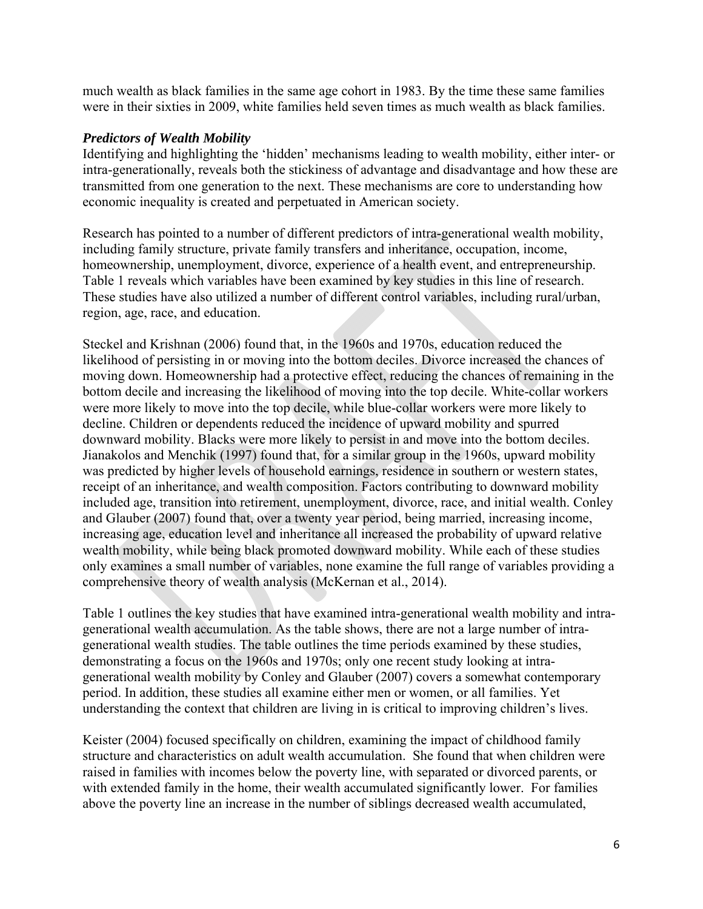much wealth as black families in the same age cohort in 1983. By the time these same families were in their sixties in 2009, white families held seven times as much wealth as black families.

### *Predictors of Wealth Mobility*

Identifying and highlighting the 'hidden' mechanisms leading to wealth mobility, either inter- or intra-generationally, reveals both the stickiness of advantage and disadvantage and how these are transmitted from one generation to the next. These mechanisms are core to understanding how economic inequality is created and perpetuated in American society.

Research has pointed to a number of different predictors of intra-generational wealth mobility, including family structure, private family transfers and inheritance, occupation, income, homeownership, unemployment, divorce, experience of a health event, and entrepreneurship. Table 1 reveals which variables have been examined by key studies in this line of research. These studies have also utilized a number of different control variables, including rural/urban, region, age, race, and education.

Steckel and Krishnan (2006) found that, in the 1960s and 1970s, education reduced the likelihood of persisting in or moving into the bottom deciles. Divorce increased the chances of moving down. Homeownership had a protective effect, reducing the chances of remaining in the bottom decile and increasing the likelihood of moving into the top decile. White-collar workers were more likely to move into the top decile, while blue-collar workers were more likely to decline. Children or dependents reduced the incidence of upward mobility and spurred downward mobility. Blacks were more likely to persist in and move into the bottom deciles. Jianakolos and Menchik (1997) found that, for a similar group in the 1960s, upward mobility was predicted by higher levels of household earnings, residence in southern or western states, receipt of an inheritance, and wealth composition. Factors contributing to downward mobility included age, transition into retirement, unemployment, divorce, race, and initial wealth. Conley and Glauber (2007) found that, over a twenty year period, being married, increasing income, increasing age, education level and inheritance all increased the probability of upward relative wealth mobility, while being black promoted downward mobility. While each of these studies only examines a small number of variables, none examine the full range of variables providing a comprehensive theory of wealth analysis (McKernan et al., 2014).

Table 1 outlines the key studies that have examined intra-generational wealth mobility and intra-generational wealth accumulation. As the table shows, there are not a large number of intra-generational wealth studies. The table outlines the time periods examined by these studies, demonstrating a focus on the 1960s and 1970s; only one recent study looking at intra-generational wealth mobility by Conley and Glauber (2007) covers a somewhat contemporary period. In addition, these studies all examine either men or women, or all families. Yet understanding the context that children are living in is critical to improving children's lives.

Keister (2004) focused specifically on children, examining the impact of childhood family structure and characteristics on adult wealth accumulation. She found that when children were raised in families with incomes below the poverty line, with separated or divorced parents, or with extended family in the home, their wealth accumulated significantly lower. For families above the poverty line an increase in the number of siblings decreased wealth accumulated,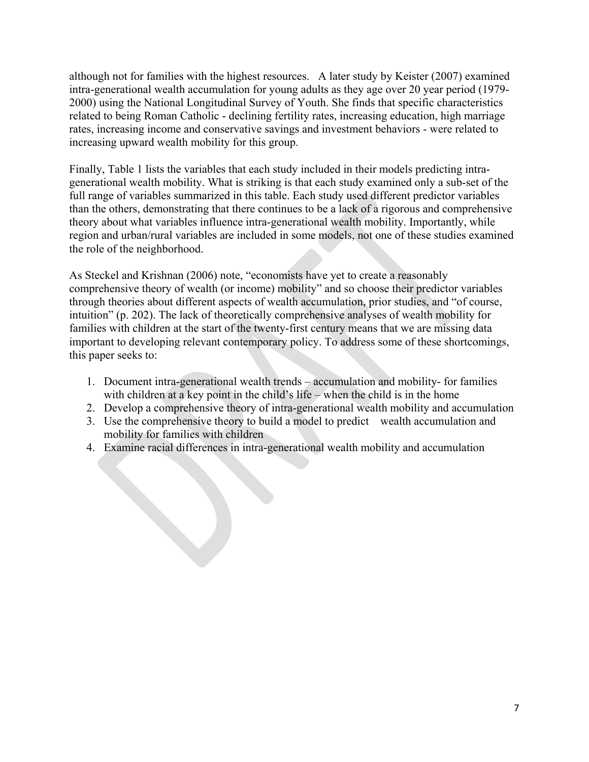although not for families with the highest resources. A later study by Keister (2007) examined intra-generational wealth accumulation for young adults as they age over 20 year period (1979-2000) using the National Longitudinal Survey of Youth. She finds that specific characteristics related to being Roman Catholic - declining fertility rates, increasing education, high marriage rates, increasing income and conservative savings and investment behaviors - were related to increasing upward wealth mobility for this group.

Finally, Table 1 lists the variables that each study included in their models predicting intra-generational wealth mobility. What is striking is that each study examined only a sub-set of the full range of variables summarized in this table. Each study used different predictor variables than the others, demonstrating that there continues to be a lack of a rigorous and comprehensive theory about what variables influence intra-generational wealth mobility. Importantly, while region and urban/rural variables are included in some models, not one of these studies examined the role of the neighborhood.

As Steckel and Krishnan (2006) note, "economists have yet to create a reasonably comprehensive theory of wealth (or income) mobility" and so choose their predictor variables through theories about different aspects of wealth accumulation, prior studies, and "of course, intuition" (p. 202). The lack of theoretically comprehensive analyses of wealth mobility for families with children at the start of the twenty-first century means that we are missing data important to developing relevant contemporary policy. To address some of these shortcomings, this paper seeks to:

1. Document intra-generational wealth trends – accumulation and mobility- for families with children at a key point in the child's life – when the child is in the home
2. Develop a comprehensive theory of intra-generational wealth mobility and accumulation
3. Use the comprehensive theory to build a model to predict wealth accumulation and mobility for families with children
4. Examine racial differences in intra-generational wealth mobility and accumulation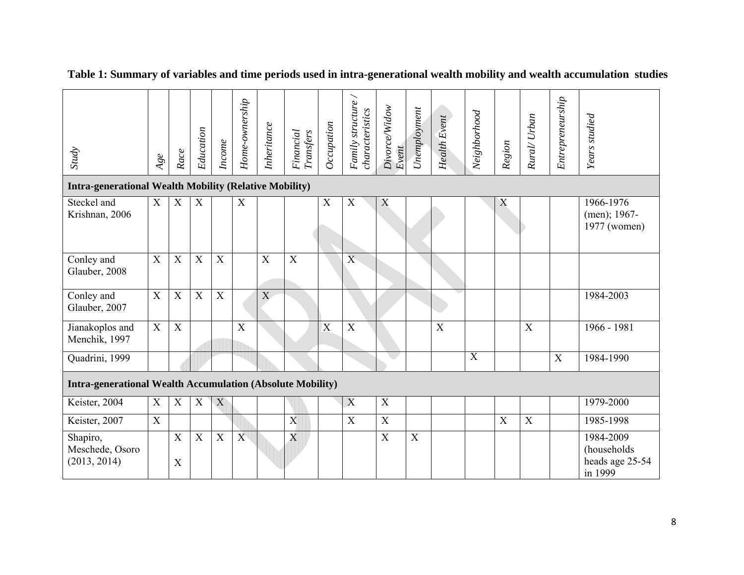**Table 1: Summary of variables and time periods used in intra-generational wealth mobility and wealth accumulation studies**

| *Study* | *Age* | *Race* | *Education* | *Income* | *Home-ownership* | *Inheritance* | *Financial Transfers* | *Occupation* | *Family structure / characteristics* | *Divorce/Widow Event* | *Unemployment* | *Health Event* | *Neighborhood* | *Region* | *Rural/ Urban* | *Entrepreneurship* | *Years studied* |
|---|---|---|---|---|---|---|---|---|---|---|---|---|---|---|---|---|---|
| **Intra-generational Wealth Mobility (Relative Mobility)** | | | | | | | | | | | | | | | | | |
| Steckel and Krishnan, 2006 | X | X | X | | X | | | X | X | X | | | | X | | | 1966-1976 (men); 1967-1977 (women) |
| Conley and Glauber, 2008 | X | X | X | X | | X | X | | X | | | | | | | | |
| Conley and Glauber, 2007 | X | X | X | X | | X | | | | | | | | | | | 1984-2003 |
| Jianakoplos and Menchik, 1997 | X | X | | | X | | | X | X | | | X | | | X | | 1966 - 1981 |
| Quadrini, 1999 | | | | | | | | | | | | | X | | | X | 1984-1990 |
| **Intra-generational Wealth Accumulation (Absolute Mobility)** | | | | | | | | | | | | | | | | | |
| Keister, 2004 | X | X | X | X | | | | | X | X | | | | | | | 1979-2000 |
| Keister, 2007 | X | | | | | | X | | X | X | | | | X | X | | 1985-1998 |
| Shapiro, Meschede, Osoro (2013, 2014) | | X X | X | X | X | | X | | | X | X | | | | | | 1984-2009 (households heads age 25-54 in 1999 |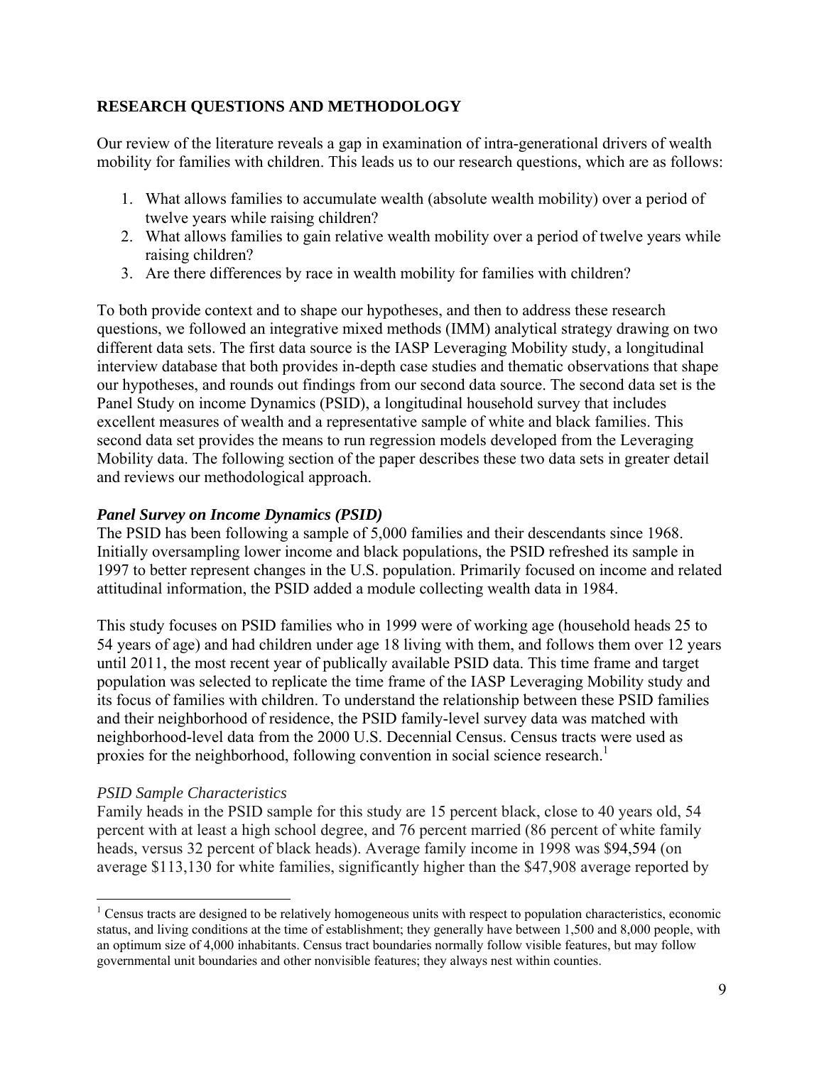## RESEARCH QUESTIONS AND METHODOLOGY

Our review of the literature reveals a gap in examination of intra-generational drivers of wealth mobility for families with children. This leads us to our research questions, which are as follows:

1. What allows families to accumulate wealth (absolute wealth mobility) over a period of twelve years while raising children?
2. What allows families to gain relative wealth mobility over a period of twelve years while raising children?
3. Are there differences by race in wealth mobility for families with children?

To both provide context and to shape our hypotheses, and then to address these research questions, we followed an integrative mixed methods (IMM) analytical strategy drawing on two different data sets. The first data source is the IASP Leveraging Mobility study, a longitudinal interview database that both provides in-depth case studies and thematic observations that shape our hypotheses, and rounds out findings from our second data source. The second data set is the Panel Study on income Dynamics (PSID), a longitudinal household survey that includes excellent measures of wealth and a representative sample of white and black families. This second data set provides the means to run regression models developed from the Leveraging Mobility data. The following section of the paper describes these two data sets in greater detail and reviews our methodological approach.

### *Panel Survey on Income Dynamics (PSID)*

The PSID has been following a sample of 5,000 families and their descendants since 1968. Initially oversampling lower income and black populations, the PSID refreshed its sample in 1997 to better represent changes in the U.S. population. Primarily focused on income and related attitudinal information, the PSID added a module collecting wealth data in 1984.

This study focuses on PSID families who in 1999 were of working age (household heads 25 to 54 years of age) and had children under age 18 living with them, and follows them over 12 years until 2011, the most recent year of publically available PSID data. This time frame and target population was selected to replicate the time frame of the IASP Leveraging Mobility study and its focus of families with children. To understand the relationship between these PSID families and their neighborhood of residence, the PSID family-level survey data was matched with neighborhood-level data from the 2000 U.S. Decennial Census. Census tracts were used as proxies for the neighborhood, following convention in social science research.[1]

*PSID Sample Characteristics*

Family heads in the PSID sample for this study are 15 percent black, close to 40 years old, 54 percent with at least a high school degree, and 76 percent married (86 percent of white family heads, versus 32 percent of black heads). Average family income in 1998 was $94,594 (on average $113,130 for white families, significantly higher than the $47,908 average reported by

[1] Census tracts are designed to be relatively homogeneous units with respect to population characteristics, economic status, and living conditions at the time of establishment; they generally have between 1,500 and 8,000 people, with an optimum size of 4,000 inhabitants. Census tract boundaries normally follow visible features, but may follow governmental unit boundaries and other nonvisible features; they always nest within counties.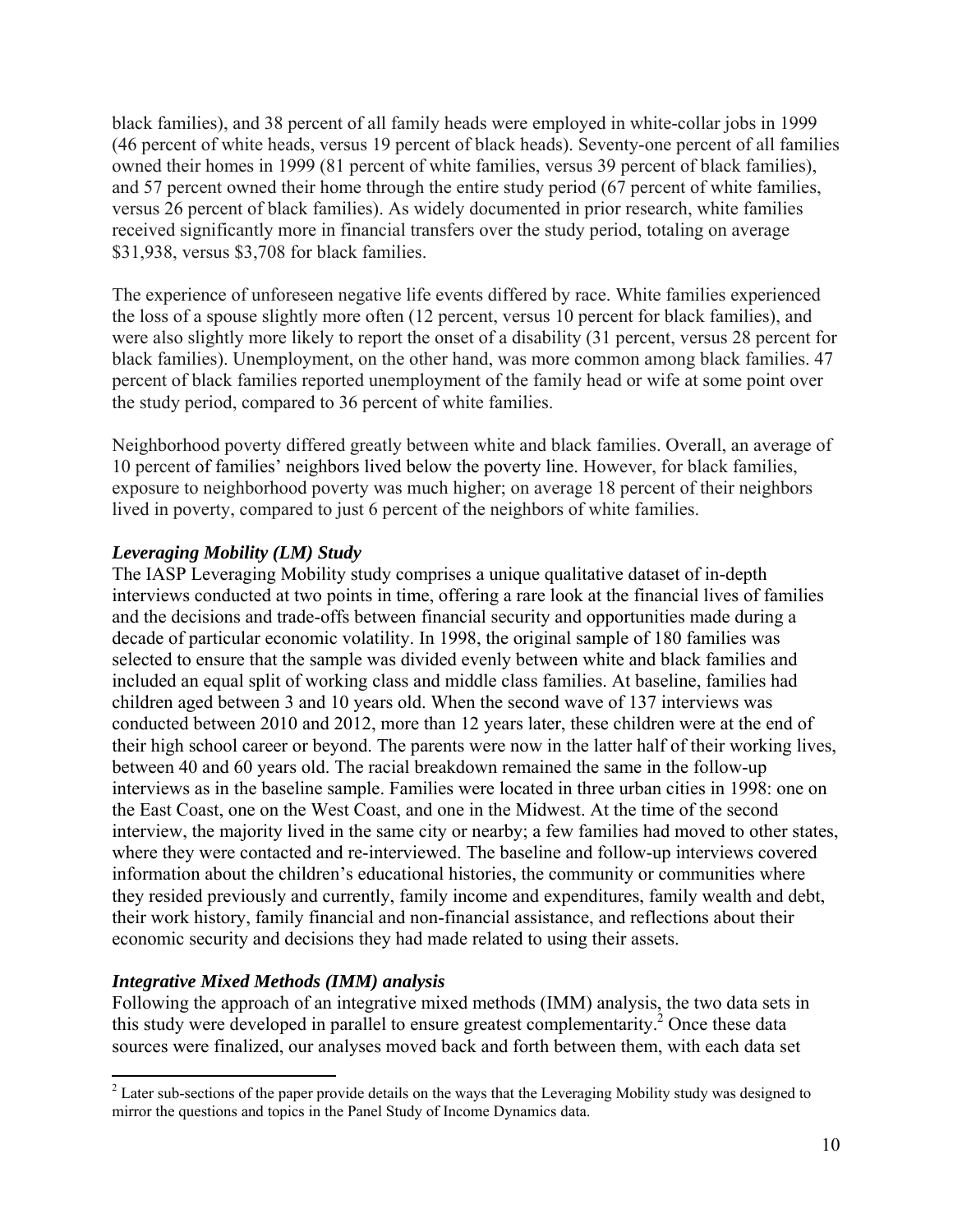black families), and 38 percent of all family heads were employed in white-collar jobs in 1999 (46 percent of white heads, versus 19 percent of black heads). Seventy-one percent of all families owned their homes in 1999 (81 percent of white families, versus 39 percent of black families), and 57 percent owned their home through the entire study period (67 percent of white families, versus 26 percent of black families). As widely documented in prior research, white families received significantly more in financial transfers over the study period, totaling on average $31,938, versus $3,708 for black families.

The experience of unforeseen negative life events differed by race. White families experienced the loss of a spouse slightly more often (12 percent, versus 10 percent for black families), and were also slightly more likely to report the onset of a disability (31 percent, versus 28 percent for black families). Unemployment, on the other hand, was more common among black families. 47 percent of black families reported unemployment of the family head or wife at some point over the study period, compared to 36 percent of white families.

Neighborhood poverty differed greatly between white and black families. Overall, an average of 10 percent of families' neighbors lived below the poverty line. However, for black families, exposure to neighborhood poverty was much higher; on average 18 percent of their neighbors lived in poverty, compared to just 6 percent of the neighbors of white families.

***Leveraging Mobility (LM) Study***

The IASP Leveraging Mobility study comprises a unique qualitative dataset of in-depth interviews conducted at two points in time, offering a rare look at the financial lives of families and the decisions and trade-offs between financial security and opportunities made during a decade of particular economic volatility. In 1998, the original sample of 180 families was selected to ensure that the sample was divided evenly between white and black families and included an equal split of working class and middle class families. At baseline, families had children aged between 3 and 10 years old. When the second wave of 137 interviews was conducted between 2010 and 2012, more than 12 years later, these children were at the end of their high school career or beyond. The parents were now in the latter half of their working lives, between 40 and 60 years old. The racial breakdown remained the same in the follow-up interviews as in the baseline sample. Families were located in three urban cities in 1998: one on the East Coast, one on the West Coast, and one in the Midwest. At the time of the second interview, the majority lived in the same city or nearby; a few families had moved to other states, where they were contacted and re-interviewed. The baseline and follow-up interviews covered information about the children's educational histories, the community or communities where they resided previously and currently, family income and expenditures, family wealth and debt, their work history, family financial and non-financial assistance, and reflections about their economic security and decisions they had made related to using their assets.

***Integrative Mixed Methods (IMM) analysis***

Following the approach of an integrative mixed methods (IMM) analysis, the two data sets in this study were developed in parallel to ensure greatest complementarity.[2] Once these data sources were finalized, our analyses moved back and forth between them, with each data set

[2] Later sub-sections of the paper provide details on the ways that the Leveraging Mobility study was designed to mirror the questions and topics in the Panel Study of Income Dynamics data.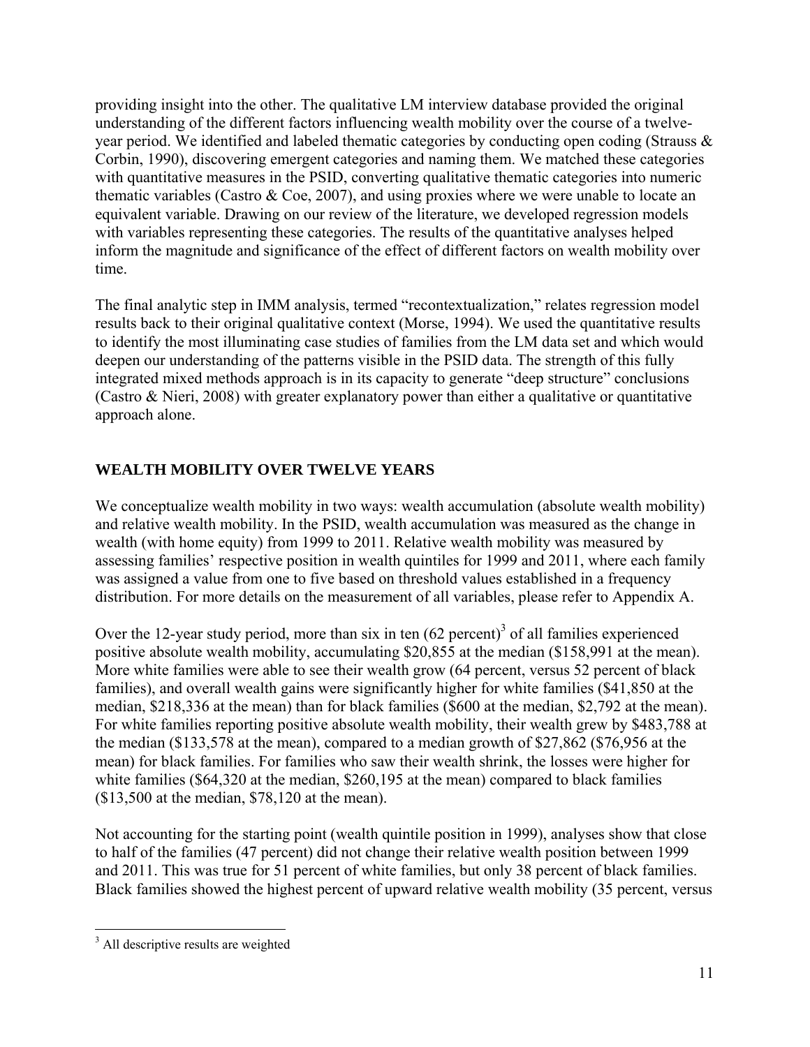providing insight into the other. The qualitative LM interview database provided the original understanding of the different factors influencing wealth mobility over the course of a twelve-year period. We identified and labeled thematic categories by conducting open coding (Strauss & Corbin, 1990), discovering emergent categories and naming them. We matched these categories with quantitative measures in the PSID, converting qualitative thematic categories into numeric thematic variables (Castro & Coe, 2007), and using proxies where we were unable to locate an equivalent variable. Drawing on our review of the literature, we developed regression models with variables representing these categories. The results of the quantitative analyses helped inform the magnitude and significance of the effect of different factors on wealth mobility over time.

The final analytic step in IMM analysis, termed "recontextualization," relates regression model results back to their original qualitative context (Morse, 1994). We used the quantitative results to identify the most illuminating case studies of families from the LM data set and which would deepen our understanding of the patterns visible in the PSID data. The strength of this fully integrated mixed methods approach is in its capacity to generate "deep structure" conclusions (Castro & Nieri, 2008) with greater explanatory power than either a qualitative or quantitative approach alone.

## WEALTH MOBILITY OVER TWELVE YEARS

We conceptualize wealth mobility in two ways: wealth accumulation (absolute wealth mobility) and relative wealth mobility. In the PSID, wealth accumulation was measured as the change in wealth (with home equity) from 1999 to 2011. Relative wealth mobility was measured by assessing families' respective position in wealth quintiles for 1999 and 2011, where each family was assigned a value from one to five based on threshold values established in a frequency distribution. For more details on the measurement of all variables, please refer to Appendix A.

Over the 12-year study period, more than six in ten (62 percent)[3] of all families experienced positive absolute wealth mobility, accumulating $20,855 at the median ($158,991 at the mean). More white families were able to see their wealth grow (64 percent, versus 52 percent of black families), and overall wealth gains were significantly higher for white families ($41,850 at the median, $218,336 at the mean) than for black families ($600 at the median, $2,792 at the mean). For white families reporting positive absolute wealth mobility, their wealth grew by $483,788 at the median ($133,578 at the mean), compared to a median growth of $27,862 ($76,956 at the mean) for black families. For families who saw their wealth shrink, the losses were higher for white families ($64,320 at the median, $260,195 at the mean) compared to black families ($13,500 at the median, $78,120 at the mean).

Not accounting for the starting point (wealth quintile position in 1999), analyses show that close to half of the families (47 percent) did not change their relative wealth position between 1999 and 2011. This was true for 51 percent of white families, but only 38 percent of black families. Black families showed the highest percent of upward relative wealth mobility (35 percent, versus

[3] All descriptive results are weighted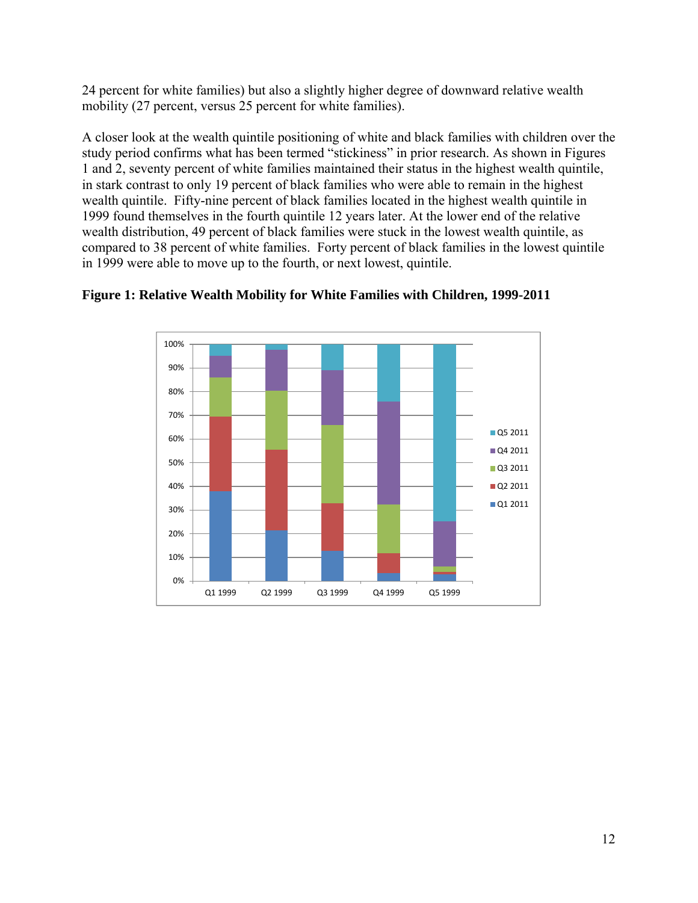24 percent for white families) but also a slightly higher degree of downward relative wealth mobility (27 percent, versus 25 percent for white families).

A closer look at the wealth quintile positioning of white and black families with children over the study period confirms what has been termed "stickiness" in prior research. As shown in Figures 1 and 2, seventy percent of white families maintained their status in the highest wealth quintile, in stark contrast to only 19 percent of black families who were able to remain in the highest wealth quintile. Fifty-nine percent of black families located in the highest wealth quintile in 1999 found themselves in the fourth quintile 12 years later. At the lower end of the relative wealth distribution, 49 percent of black families were stuck in the lowest wealth quintile, as compared to 38 percent of white families. Forty percent of black families in the lowest quintile in 1999 were able to move up to the fourth, or next lowest, quintile.

**Figure 1: Relative Wealth Mobility for White Families with Children, 1999-2011**

100%
90%
80%
70%
60%
50%
40%
30%
20%
10%
0%

Q1 1999
Q2 1999
Q3 1999
Q4 1999
Q5 1999

Q5 2011
Q4 2011
Q3 2011
Q2 2011
Q1 2011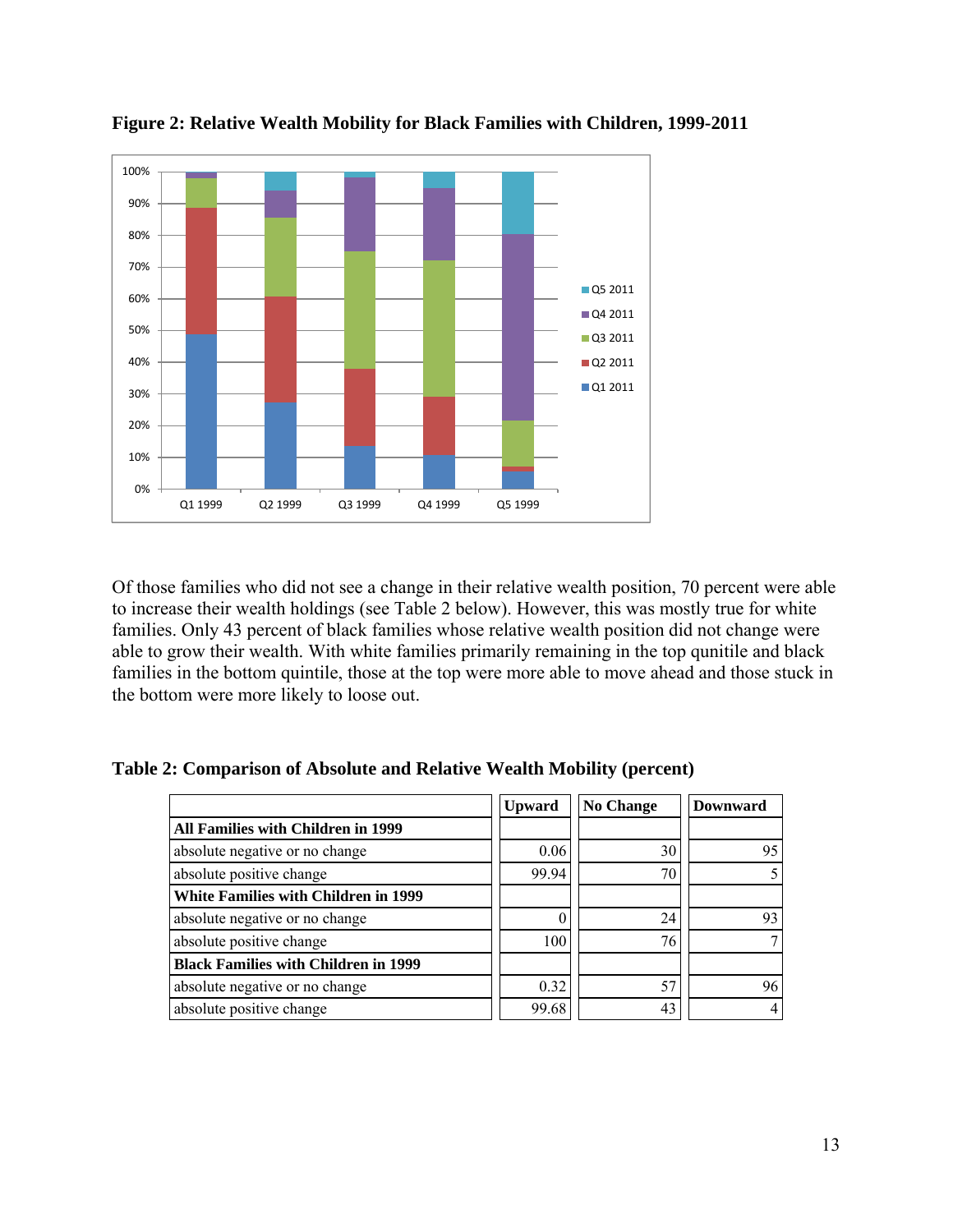**Figure 2: Relative Wealth Mobility for Black Families with Children, 1999-2011**

100%
90%
80%
70%
60%
50%
40%
30%
20%
10%
0%

Q1 1999 Q2 1999 Q3 1999 Q4 1999 Q5 1999

Q5 2011
Q4 2011
Q3 2011
Q2 2011
Q1 2011

Of those families who did not see a change in their relative wealth position, 70 percent were able to increase their wealth holdings (see Table 2 below). However, this was mostly true for white families. Only 43 percent of black families whose relative wealth position did not change were able to grow their wealth. With white families primarily remaining in the top qunitile and black families in the bottom quintile, those at the top were more able to move ahead and those stuck in the bottom were more likely to loose out.

**Table 2: Comparison of Absolute and Relative Wealth Mobility (percent)**

| | Upward | No Change | Downward |
|---|---|---|---|
| **All Families with Children in 1999** | | | |
| absolute negative or no change | 0.06 | 30 | 95 |
| absolute positive change | 99.94 | 70 | 5 |
| **White Families with Children in 1999** | | | |
| absolute negative or no change | 0 | 24 | 93 |
| absolute positive change | 100 | 76 | 7 |
| **Black Families with Children in 1999** | | | |
| absolute negative or no change | 0.32 | 57 | 96 |
| absolute positive change | 99.68 | 43 | 4 |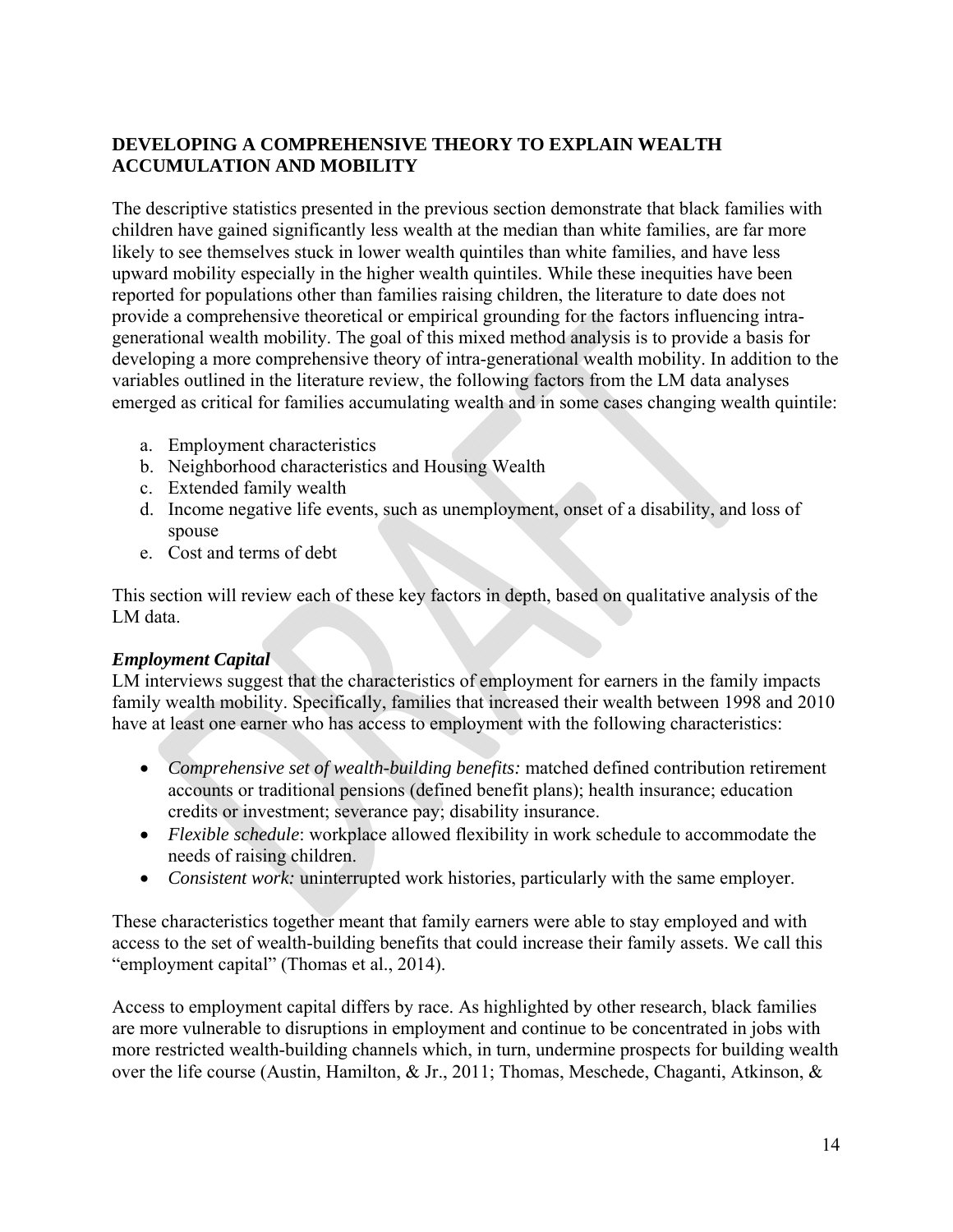## DEVELOPING A COMPREHENSIVE THEORY TO EXPLAIN WEALTH ACCUMULATION AND MOBILITY

The descriptive statistics presented in the previous section demonstrate that black families with children have gained significantly less wealth at the median than white families, are far more likely to see themselves stuck in lower wealth quintiles than white families, and have less upward mobility especially in the higher wealth quintiles. While these inequities have been reported for populations other than families raising children, the literature to date does not provide a comprehensive theoretical or empirical grounding for the factors influencing intra-generational wealth mobility. The goal of this mixed method analysis is to provide a basis for developing a more comprehensive theory of intra-generational wealth mobility. In addition to the variables outlined in the literature review, the following factors from the LM data analyses emerged as critical for families accumulating wealth and in some cases changing wealth quintile:

a. Employment characteristics
b. Neighborhood characteristics and Housing Wealth
c. Extended family wealth
d. Income negative life events, such as unemployment, onset of a disability, and loss of spouse
e. Cost and terms of debt

This section will review each of these key factors in depth, based on qualitative analysis of the LM data.

### *Employment Capital*

LM interviews suggest that the characteristics of employment for earners in the family impacts family wealth mobility. Specifically, families that increased their wealth between 1998 and 2010 have at least one earner who has access to employment with the following characteristics:

- *Comprehensive set of wealth-building benefits:* matched defined contribution retirement accounts or traditional pensions (defined benefit plans); health insurance; education credits or investment; severance pay; disability insurance.
- *Flexible schedule*: workplace allowed flexibility in work schedule to accommodate the needs of raising children.
- *Consistent work:* uninterrupted work histories, particularly with the same employer.

These characteristics together meant that family earners were able to stay employed and with access to the set of wealth-building benefits that could increase their family assets. We call this "employment capital" (Thomas et al., 2014).

Access to employment capital differs by race. As highlighted by other research, black families are more vulnerable to disruptions in employment and continue to be concentrated in jobs with more restricted wealth-building channels which, in turn, undermine prospects for building wealth over the life course (Austin, Hamilton, & Jr., 2011; Thomas, Meschede, Chaganti, Atkinson, &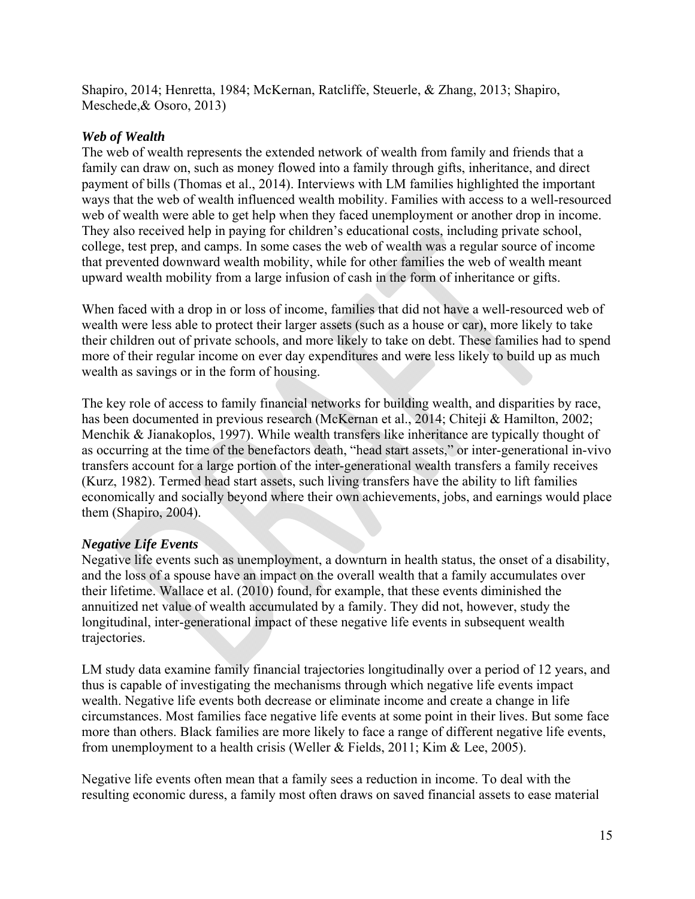Shapiro, 2014; Henretta, 1984; McKernan, Ratcliffe, Steuerle, & Zhang, 2013; Shapiro, Meschede,& Osoro, 2013)

***Web of Wealth***

The web of wealth represents the extended network of wealth from family and friends that a family can draw on, such as money flowed into a family through gifts, inheritance, and direct payment of bills (Thomas et al., 2014). Interviews with LM families highlighted the important ways that the web of wealth influenced wealth mobility. Families with access to a well-resourced web of wealth were able to get help when they faced unemployment or another drop in income. They also received help in paying for children's educational costs, including private school, college, test prep, and camps. In some cases the web of wealth was a regular source of income that prevented downward wealth mobility, while for other families the web of wealth meant upward wealth mobility from a large infusion of cash in the form of inheritance or gifts.

When faced with a drop in or loss of income, families that did not have a well-resourced web of wealth were less able to protect their larger assets (such as a house or car), more likely to take their children out of private schools, and more likely to take on debt. These families had to spend more of their regular income on ever day expenditures and were less likely to build up as much wealth as savings or in the form of housing.

The key role of access to family financial networks for building wealth, and disparities by race, has been documented in previous research (McKernan et al., 2014; Chiteji & Hamilton, 2002; Menchik & Jianakoplos, 1997). While wealth transfers like inheritance are typically thought of as occurring at the time of the benefactors death, "head start assets," or inter-generational in-vivo transfers account for a large portion of the inter-generational wealth transfers a family receives (Kurz, 1982). Termed head start assets, such living transfers have the ability to lift families economically and socially beyond where their own achievements, jobs, and earnings would place them (Shapiro, 2004).

***Negative Life Events***

Negative life events such as unemployment, a downturn in health status, the onset of a disability, and the loss of a spouse have an impact on the overall wealth that a family accumulates over their lifetime. Wallace et al. (2010) found, for example, that these events diminished the annuitized net value of wealth accumulated by a family. They did not, however, study the longitudinal, inter-generational impact of these negative life events in subsequent wealth trajectories.

LM study data examine family financial trajectories longitudinally over a period of 12 years, and thus is capable of investigating the mechanisms through which negative life events impact wealth. Negative life events both decrease or eliminate income and create a change in life circumstances. Most families face negative life events at some point in their lives. But some face more than others. Black families are more likely to face a range of different negative life events, from unemployment to a health crisis (Weller & Fields, 2011; Kim & Lee, 2005).

Negative life events often mean that a family sees a reduction in income. To deal with the resulting economic duress, a family most often draws on saved financial assets to ease material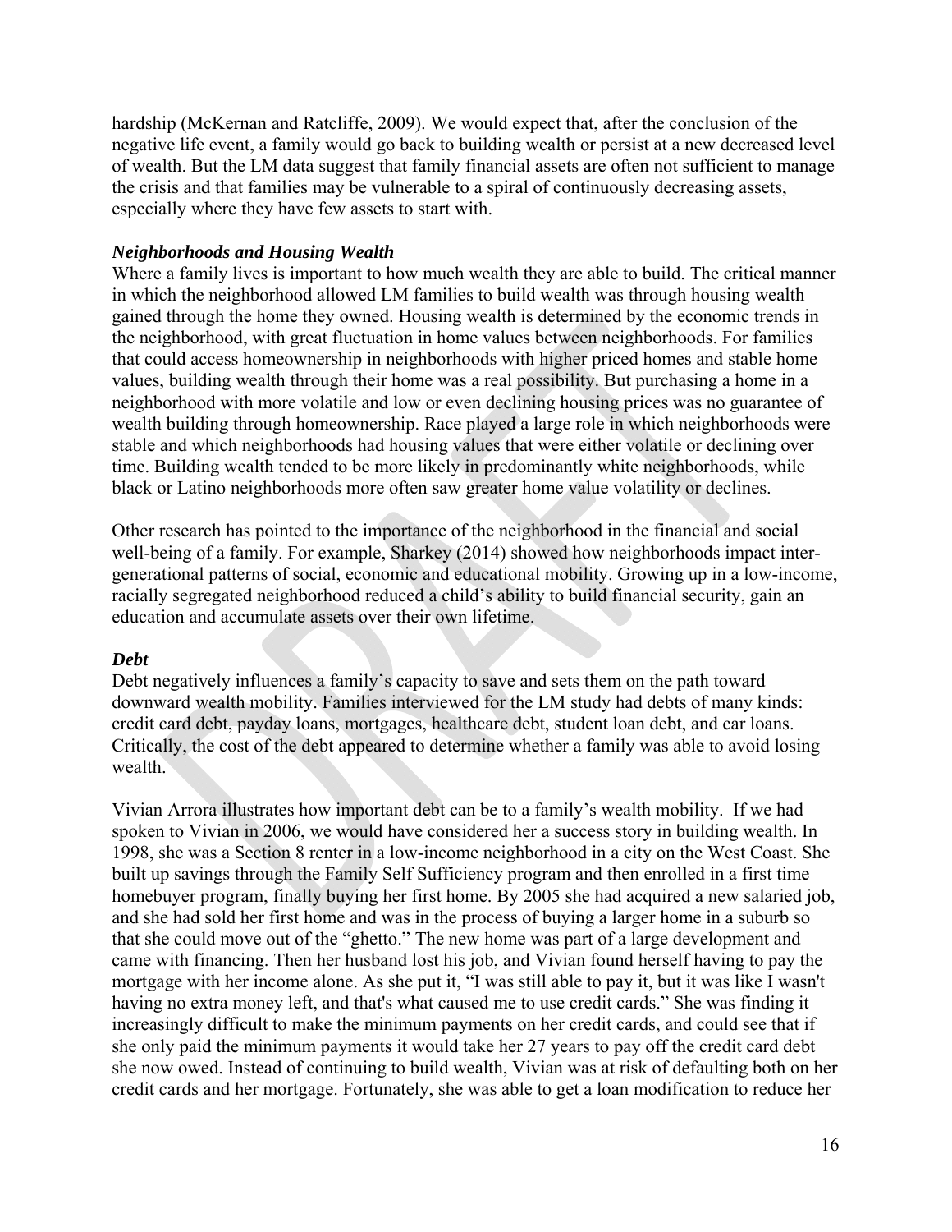hardship (McKernan and Ratcliffe, 2009). We would expect that, after the conclusion of the negative life event, a family would go back to building wealth or persist at a new decreased level of wealth. But the LM data suggest that family financial assets are often not sufficient to manage the crisis and that families may be vulnerable to a spiral of continuously decreasing assets, especially where they have few assets to start with.

### *Neighborhoods and Housing Wealth*

Where a family lives is important to how much wealth they are able to build. The critical manner in which the neighborhood allowed LM families to build wealth was through housing wealth gained through the home they owned. Housing wealth is determined by the economic trends in the neighborhood, with great fluctuation in home values between neighborhoods. For families that could access homeownership in neighborhoods with higher priced homes and stable home values, building wealth through their home was a real possibility. But purchasing a home in a neighborhood with more volatile and low or even declining housing prices was no guarantee of wealth building through homeownership. Race played a large role in which neighborhoods were stable and which neighborhoods had housing values that were either volatile or declining over time. Building wealth tended to be more likely in predominantly white neighborhoods, while black or Latino neighborhoods more often saw greater home value volatility or declines.

Other research has pointed to the importance of the neighborhood in the financial and social well-being of a family. For example, Sharkey (2014) showed how neighborhoods impact inter-generational patterns of social, economic and educational mobility. Growing up in a low-income, racially segregated neighborhood reduced a child's ability to build financial security, gain an education and accumulate assets over their own lifetime.

### *Debt*

Debt negatively influences a family's capacity to save and sets them on the path toward downward wealth mobility. Families interviewed for the LM study had debts of many kinds: credit card debt, payday loans, mortgages, healthcare debt, student loan debt, and car loans. Critically, the cost of the debt appeared to determine whether a family was able to avoid losing wealth.

Vivian Arrora illustrates how important debt can be to a family's wealth mobility. If we had spoken to Vivian in 2006, we would have considered her a success story in building wealth. In 1998, she was a Section 8 renter in a low-income neighborhood in a city on the West Coast. She built up savings through the Family Self Sufficiency program and then enrolled in a first time homebuyer program, finally buying her first home. By 2005 she had acquired a new salaried job, and she had sold her first home and was in the process of buying a larger home in a suburb so that she could move out of the "ghetto." The new home was part of a large development and came with financing. Then her husband lost his job, and Vivian found herself having to pay the mortgage with her income alone. As she put it, "I was still able to pay it, but it was like I wasn't having no extra money left, and that's what caused me to use credit cards." She was finding it increasingly difficult to make the minimum payments on her credit cards, and could see that if she only paid the minimum payments it would take her 27 years to pay off the credit card debt she now owed. Instead of continuing to build wealth, Vivian was at risk of defaulting both on her credit cards and her mortgage. Fortunately, she was able to get a loan modification to reduce her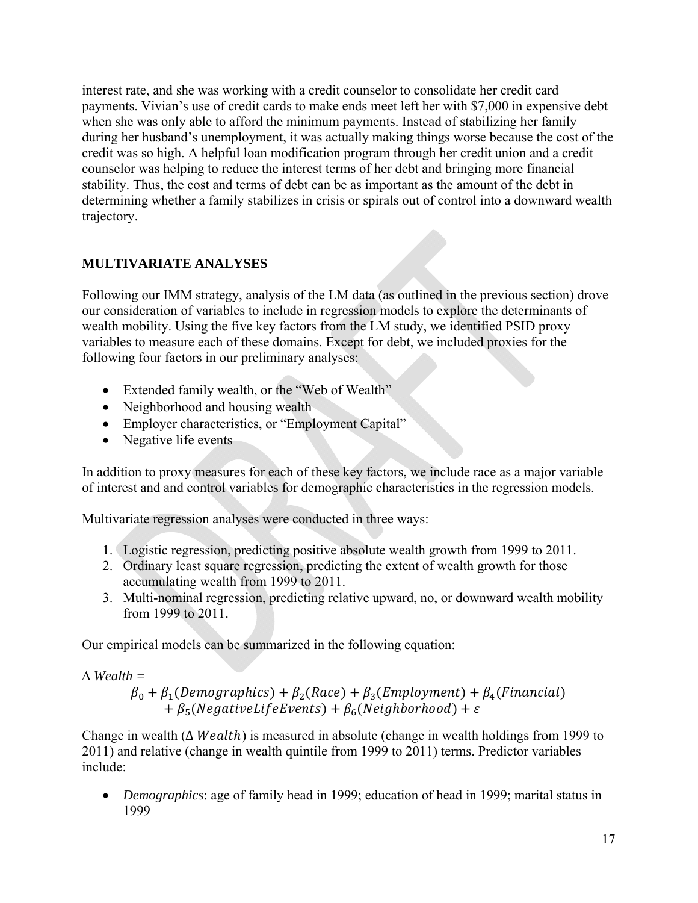interest rate, and she was working with a credit counselor to consolidate her credit card payments. Vivian's use of credit cards to make ends meet left her with $7,000 in expensive debt when she was only able to afford the minimum payments. Instead of stabilizing her family during her husband's unemployment, it was actually making things worse because the cost of the credit was so high. A helpful loan modification program through her credit union and a credit counselor was helping to reduce the interest terms of her debt and bringing more financial stability. Thus, the cost and terms of debt can be as important as the amount of the debt in determining whether a family stabilizes in crisis or spirals out of control into a downward wealth trajectory.

## MULTIVARIATE ANALYSES

Following our IMM strategy, analysis of the LM data (as outlined in the previous section) drove our consideration of variables to include in regression models to explore the determinants of wealth mobility. Using the five key factors from the LM study, we identified PSID proxy variables to measure each of these domains. Except for debt, we included proxies for the following four factors in our preliminary analyses:

- Extended family wealth, or the "Web of Wealth"
- Neighborhood and housing wealth
- Employer characteristics, or "Employment Capital"
- Negative life events

In addition to proxy measures for each of these key factors, we include race as a major variable of interest and and control variables for demographic characteristics in the regression models.

Multivariate regression analyses were conducted in three ways:

1. Logistic regression, predicting positive absolute wealth growth from 1999 to 2011.
2. Ordinary least square regression, predicting the extent of wealth growth for those accumulating wealth from 1999 to 2011.
3. Multi-nominal regression, predicting relative upward, no, or downward wealth mobility from 1999 to 2011.

Our empirical models can be summarized in the following equation:

$$\Delta \, Wealth = \beta_0 + \beta_1(Demographics) + \beta_2(Race) + \beta_3(Employment) + \beta_4(Financial) + \beta_5(NegativeLifeEvents) + \beta_6(Neighborhood) + \varepsilon$$

Change in wealth ($\Delta \, Wealth$) is measured in absolute (change in wealth holdings from 1999 to 2011) and relative (change in wealth quintile from 1999 to 2011) terms. Predictor variables include:

- *Demographics*: age of family head in 1999; education of head in 1999; marital status in 1999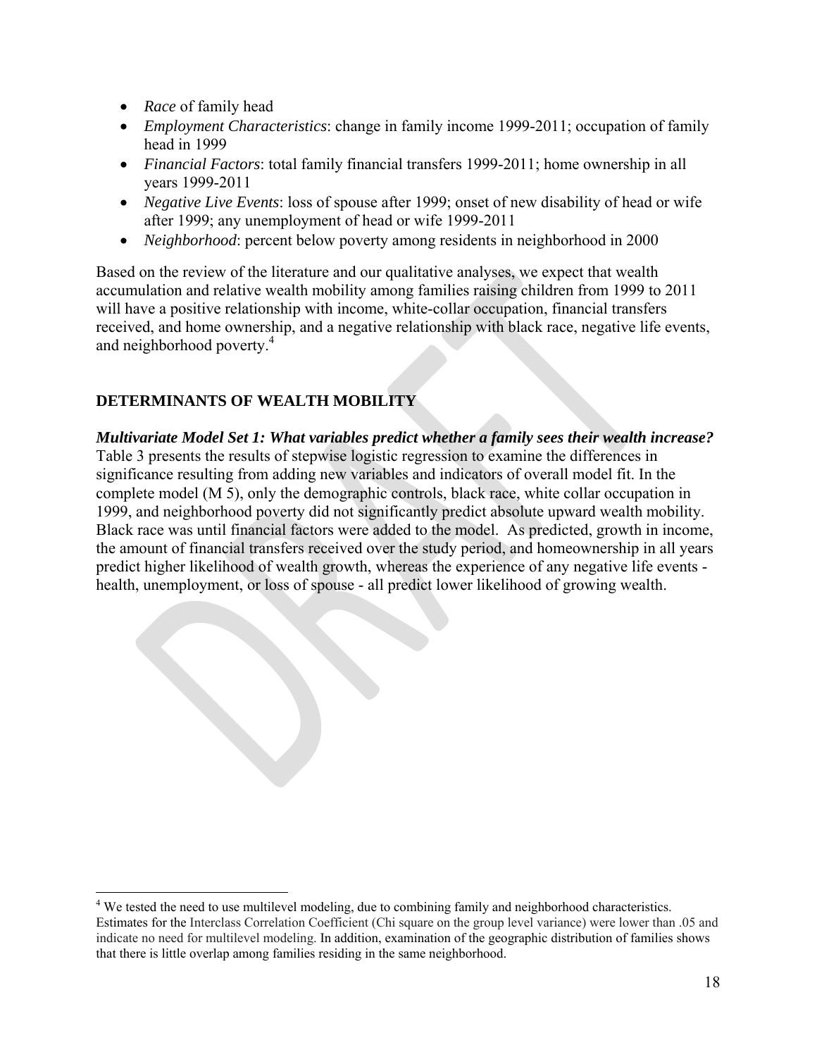- *Race* of family head
- *Employment Characteristics*: change in family income 1999-2011; occupation of family head in 1999
- *Financial Factors*: total family financial transfers 1999-2011; home ownership in all years 1999-2011
- *Negative Live Events*: loss of spouse after 1999; onset of new disability of head or wife after 1999; any unemployment of head or wife 1999-2011
- *Neighborhood*: percent below poverty among residents in neighborhood in 2000

Based on the review of the literature and our qualitative analyses, we expect that wealth accumulation and relative wealth mobility among families raising children from 1999 to 2011 will have a positive relationship with income, white-collar occupation, financial transfers received, and home ownership, and a negative relationship with black race, negative life events, and neighborhood poverty.[4]

## DETERMINANTS OF WEALTH MOBILITY

***Multivariate Model Set 1: What variables predict whether a family sees their wealth increase?*** Table 3 presents the results of stepwise logistic regression to examine the differences in significance resulting from adding new variables and indicators of overall model fit. In the complete model (M 5), only the demographic controls, black race, white collar occupation in 1999, and neighborhood poverty did not significantly predict absolute upward wealth mobility. Black race was until financial factors were added to the model. As predicted, growth in income, the amount of financial transfers received over the study period, and homeownership in all years predict higher likelihood of wealth growth, whereas the experience of any negative life events - health, unemployment, or loss of spouse - all predict lower likelihood of growing wealth.

[4] We tested the need to use multilevel modeling, due to combining family and neighborhood characteristics. Estimates for the Interclass Correlation Coefficient (Chi square on the group level variance) were lower than .05 and indicate no need for multilevel modeling. In addition, examination of the geographic distribution of families shows that there is little overlap among families residing in the same neighborhood.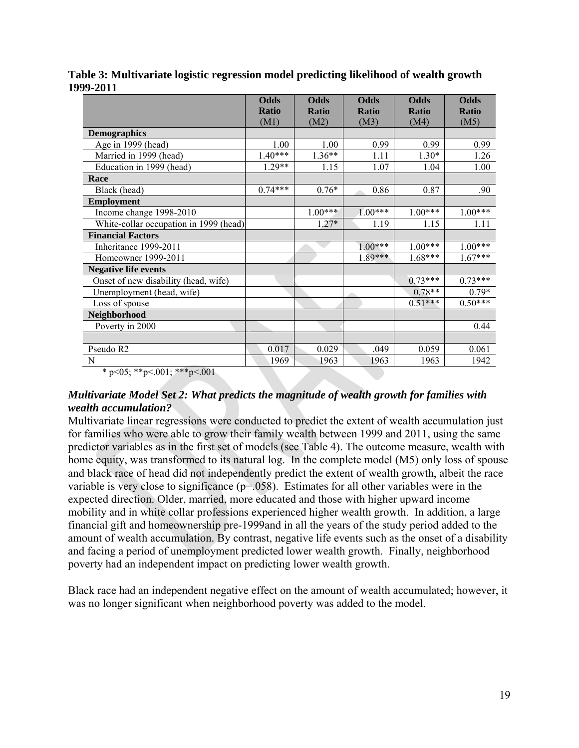**Table 3: Multivariate logistic regression model predicting likelihood of wealth growth 1999-2011**

| | Odds Ratio (M1) | Odds Ratio (M2) | Odds Ratio (M3) | Odds Ratio (M4) | Odds Ratio (M5) |
|---|---|---|---|---|---|
| **Demographics** | | | | | |
| Age in 1999 (head) | 1.00 | 1.00 | 0.99 | 0.99 | 0.99 |
| Married in 1999 (head) | 1.40*** | 1.36** | 1.11 | 1.30* | 1.26 |
| Education in 1999 (head) | 1.29** | 1.15 | 1.07 | 1.04 | 1.00 |
| **Race** | | | | | |
| Black (head) | 0.74*** | 0.76* | 0.86 | 0.87 | .90 |
| **Employment** | | | | | |
| Income change 1998-2010 | | 1.00*** | 1.00*** | 1.00*** | 1.00*** |
| White-collar occupation in 1999 (head) | | 1.27* | 1.19 | 1.15 | 1.11 |
| **Financial Factors** | | | | | |
| Inheritance 1999-2011 | | | 1.00*** | 1.00*** | 1.00*** |
| Homeowner 1999-2011 | | | 1.89*** | 1.68*** | 1.67*** |
| **Negative life events** | | | | | |
| Onset of new disability (head, wife) | | | | 0.73*** | 0.73*** |
| Unemployment (head, wife) | | | | 0.78** | 0.79* |
| Loss of spouse | | | | 0.51*** | 0.50*** |
| **Neighborhood** | | | | | |
| Poverty in 2000 | | | | | 0.44 |
| | | | | | |
| Pseudo R2 | 0.017 | 0.029 | .049 | 0.059 | 0.061 |
| N | 1969 | 1963 | 1963 | 1963 | 1942 |

* p<05; **p<.001; ***p<.001

### *Multivariate Model Set 2: What predicts the magnitude of wealth growth for families with wealth accumulation?*

Multivariate linear regressions were conducted to predict the extent of wealth accumulation just for families who were able to grow their family wealth between 1999 and 2011, using the same predictor variables as in the first set of models (see Table 4). The outcome measure, wealth with home equity, was transformed to its natural log. In the complete model (M5) only loss of spouse and black race of head did not independently predict the extent of wealth growth, albeit the race variable is very close to significance (p=.058). Estimates for all other variables were in the expected direction. Older, married, more educated and those with higher upward income mobility and in white collar professions experienced higher wealth growth. In addition, a large financial gift and homeownership pre-1999and in all the years of the study period added to the amount of wealth accumulation. By contrast, negative life events such as the onset of a disability and facing a period of unemployment predicted lower wealth growth. Finally, neighborhood poverty had an independent impact on predicting lower wealth growth.

Black race had an independent negative effect on the amount of wealth accumulated; however, it was no longer significant when neighborhood poverty was added to the model.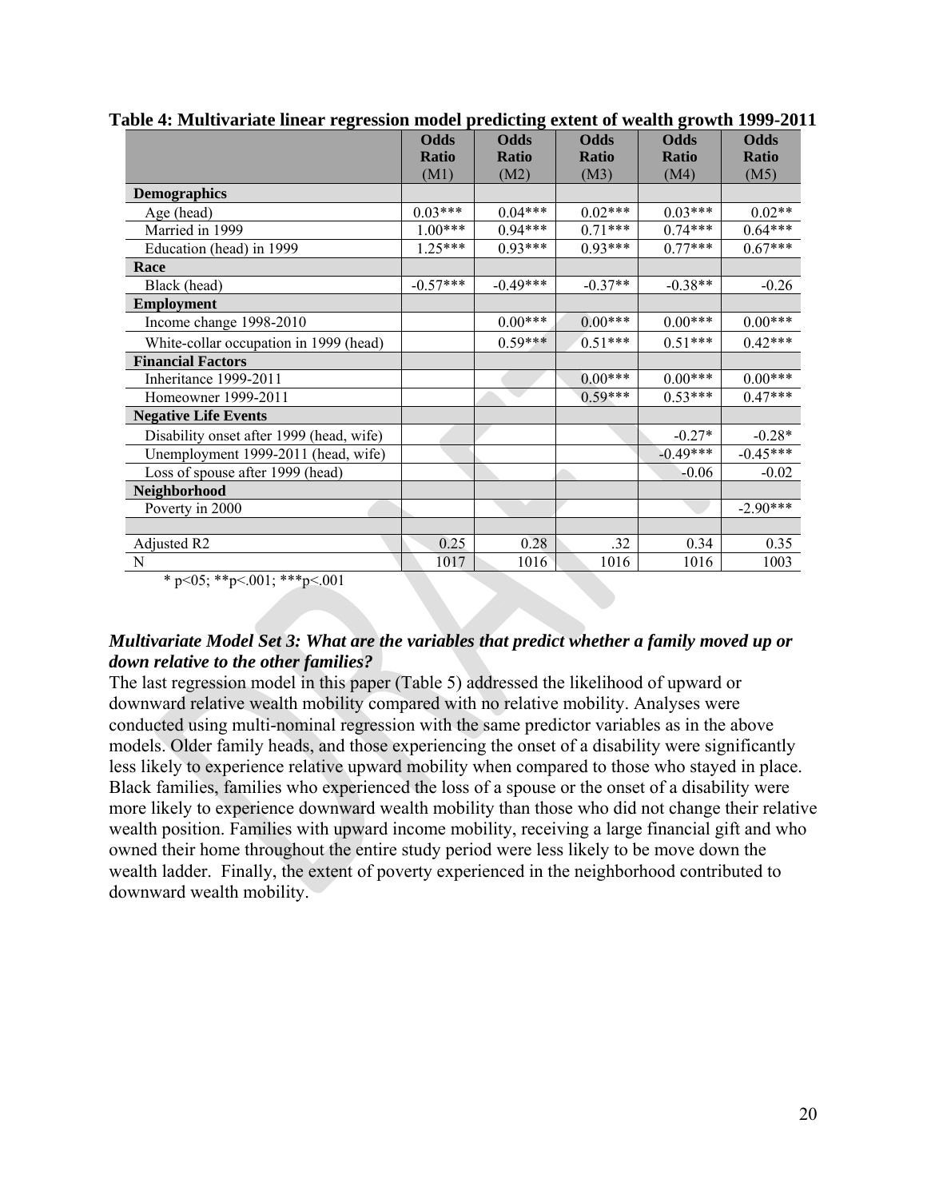**Table 4: Multivariate linear regression model predicting extent of wealth growth 1999-2011**

| | **Odds Ratio** (M1) | **Odds Ratio** (M2) | **Odds Ratio** (M3) | **Odds Ratio** (M4) | **Odds Ratio** (M5) |
|---|---|---|---|---|---|
| **Demographics** | | | | | |
| Age (head) | 0.03*** | 0.04*** | 0.02*** | 0.03*** | 0.02** |
| Married in 1999 | 1.00*** | 0.94*** | 0.71*** | 0.74*** | 0.64*** |
| Education (head) in 1999 | 1.25*** | 0.93*** | 0.93*** | 0.77*** | 0.67*** |
| **Race** | | | | | |
| Black (head) | -0.57*** | -0.49*** | -0.37** | -0.38** | -0.26 |
| **Employment** | | | | | |
| Income change 1998-2010 | | 0.00*** | 0.00*** | 0.00*** | 0.00*** |
| White-collar occupation in 1999 (head) | | 0.59*** | 0.51*** | 0.51*** | 0.42*** |
| **Financial Factors** | | | | | |
| Inheritance 1999-2011 | | | 0.00*** | 0.00*** | 0.00*** |
| Homeowner 1999-2011 | | | 0.59*** | 0.53*** | 0.47*** |
| **Negative Life Events** | | | | | |
| Disability onset after 1999 (head, wife) | | | | -0.27* | -0.28* |
| Unemployment 1999-2011 (head, wife) | | | | -0.49*** | -0.45*** |
| Loss of spouse after 1999 (head) | | | | -0.06 | -0.02 |
| **Neighborhood** | | | | | |
| Poverty in 2000 | | | | | -2.90*** |
| | | | | | |
| Adjusted R2 | 0.25 | 0.28 | .32 | 0.34 | 0.35 |
| N | 1017 | 1016 | 1016 | 1016 | 1003 |

\* p<05; **p<.001; ***p<.001

### *Multivariate Model Set 3: What are the variables that predict whether a family moved up or down relative to the other families?*

The last regression model in this paper (Table 5) addressed the likelihood of upward or downward relative wealth mobility compared with no relative mobility. Analyses were conducted using multi-nominal regression with the same predictor variables as in the above models. Older family heads, and those experiencing the onset of a disability were significantly less likely to experience relative upward mobility when compared to those who stayed in place. Black families, families who experienced the loss of a spouse or the onset of a disability were more likely to experience downward wealth mobility than those who did not change their relative wealth position. Families with upward income mobility, receiving a large financial gift and who owned their home throughout the entire study period were less likely to be move down the wealth ladder. Finally, the extent of poverty experienced in the neighborhood contributed to downward wealth mobility.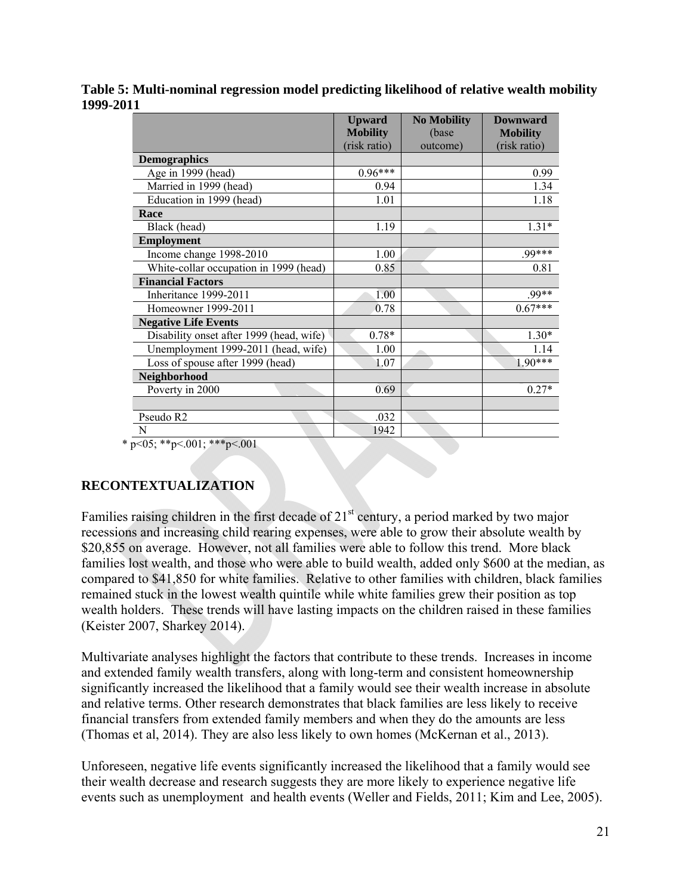**Table 5: Multi-nominal regression model predicting likelihood of relative wealth mobility 1999-2011**

| | **Upward Mobility** (risk ratio) | **No Mobility** (base outcome) | **Downward Mobility** (risk ratio) |
|---|---|---|---|
| **Demographics** | | | |
| Age in 1999 (head) | 0.96*** | | 0.99 |
| Married in 1999 (head) | 0.94 | | 1.34 |
| Education in 1999 (head) | 1.01 | | 1.18 |
| **Race** | | | |
| Black (head) | 1.19 | | 1.31* |
| **Employment** | | | |
| Income change 1998-2010 | 1.00 | | .99*** |
| White-collar occupation in 1999 (head) | 0.85 | | 0.81 |
| **Financial Factors** | | | |
| Inheritance 1999-2011 | 1.00 | | .99** |
| Homeowner 1999-2011 | 0.78 | | 0.67*** |
| **Negative Life Events** | | | |
| Disability onset after 1999 (head, wife) | 0.78* | | 1.30* |
| Unemployment 1999-2011 (head, wife) | 1.00 | | 1.14 |
| Loss of spouse after 1999 (head) | 1.07 | | 1.90*** |
| **Neighborhood** | | | |
| Poverty in 2000 | 0.69 | | 0.27* |
| | | | |
| Pseudo R2 | .032 | | |
| N | 1942 | | |

\* p<05; **p<.001; ***p<.001

## RECONTEXTUALIZATION

Families raising children in the first decade of 21st century, a period marked by two major recessions and increasing child rearing expenses, were able to grow their absolute wealth by $20,855 on average. However, not all families were able to follow this trend. More black families lost wealth, and those who were able to build wealth, added only $600 at the median, as compared to $41,850 for white families. Relative to other families with children, black families remained stuck in the lowest wealth quintile while white families grew their position as top wealth holders. These trends will have lasting impacts on the children raised in these families (Keister 2007, Sharkey 2014).

Multivariate analyses highlight the factors that contribute to these trends. Increases in income and extended family wealth transfers, along with long-term and consistent homeownership significantly increased the likelihood that a family would see their wealth increase in absolute and relative terms. Other research demonstrates that black families are less likely to receive financial transfers from extended family members and when they do the amounts are less (Thomas et al, 2014). They are also less likely to own homes (McKernan et al., 2013).

Unforeseen, negative life events significantly increased the likelihood that a family would see their wealth decrease and research suggests they are more likely to experience negative life events such as unemployment and health events (Weller and Fields, 2011; Kim and Lee, 2005).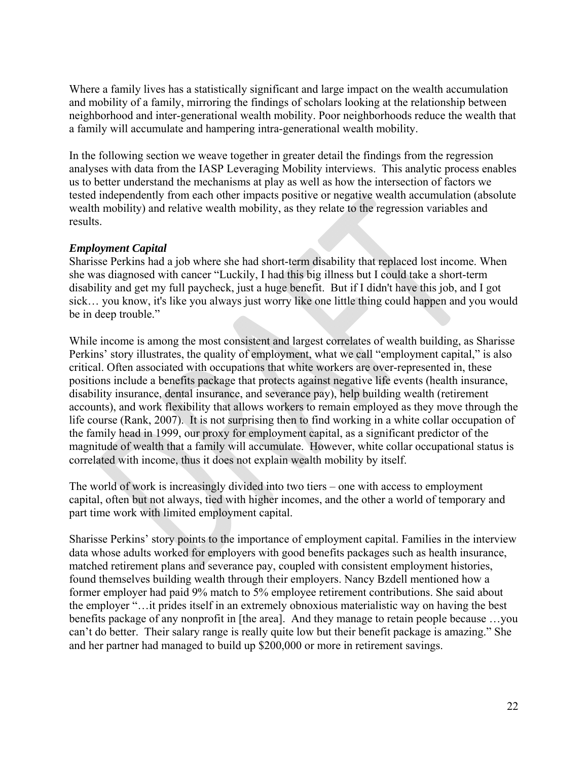Where a family lives has a statistically significant and large impact on the wealth accumulation and mobility of a family, mirroring the findings of scholars looking at the relationship between neighborhood and inter-generational wealth mobility. Poor neighborhoods reduce the wealth that a family will accumulate and hampering intra-generational wealth mobility.

In the following section we weave together in greater detail the findings from the regression analyses with data from the IASP Leveraging Mobility interviews. This analytic process enables us to better understand the mechanisms at play as well as how the intersection of factors we tested independently from each other impacts positive or negative wealth accumulation (absolute wealth mobility) and relative wealth mobility, as they relate to the regression variables and results.

### *Employment Capital*

Sharisse Perkins had a job where she had short-term disability that replaced lost income. When she was diagnosed with cancer "Luckily, I had this big illness but I could take a short-term disability and get my full paycheck, just a huge benefit. But if I didn't have this job, and I got sick… you know, it's like you always just worry like one little thing could happen and you would be in deep trouble."

While income is among the most consistent and largest correlates of wealth building, as Sharisse Perkins' story illustrates, the quality of employment, what we call "employment capital," is also critical. Often associated with occupations that white workers are over-represented in, these positions include a benefits package that protects against negative life events (health insurance, disability insurance, dental insurance, and severance pay), help building wealth (retirement accounts), and work flexibility that allows workers to remain employed as they move through the life course (Rank, 2007). It is not surprising then to find working in a white collar occupation of the family head in 1999, our proxy for employment capital, as a significant predictor of the magnitude of wealth that a family will accumulate. However, white collar occupational status is correlated with income, thus it does not explain wealth mobility by itself.

The world of work is increasingly divided into two tiers – one with access to employment capital, often but not always, tied with higher incomes, and the other a world of temporary and part time work with limited employment capital.

Sharisse Perkins' story points to the importance of employment capital. Families in the interview data whose adults worked for employers with good benefits packages such as health insurance, matched retirement plans and severance pay, coupled with consistent employment histories, found themselves building wealth through their employers. Nancy Bzdell mentioned how a former employer had paid 9% match to 5% employee retirement contributions. She said about the employer "…it prides itself in an extremely obnoxious materialistic way on having the best benefits package of any nonprofit in [the area]. And they manage to retain people because …you can't do better. Their salary range is really quite low but their benefit package is amazing." She and her partner had managed to build up $200,000 or more in retirement savings.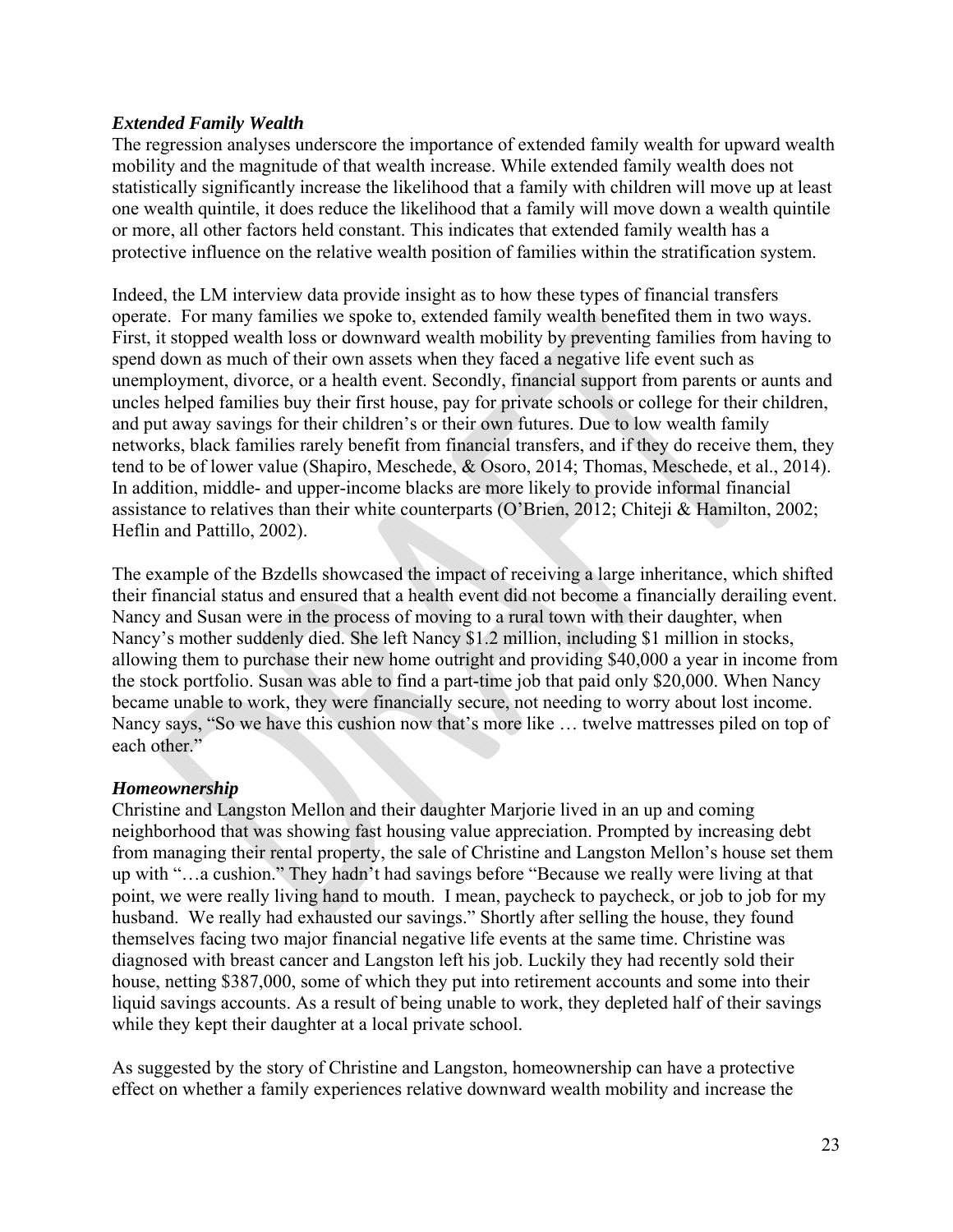### *Extended Family Wealth*

The regression analyses underscore the importance of extended family wealth for upward wealth mobility and the magnitude of that wealth increase. While extended family wealth does not statistically significantly increase the likelihood that a family with children will move up at least one wealth quintile, it does reduce the likelihood that a family will move down a wealth quintile or more, all other factors held constant. This indicates that extended family wealth has a protective influence on the relative wealth position of families within the stratification system.

Indeed, the LM interview data provide insight as to how these types of financial transfers operate. For many families we spoke to, extended family wealth benefited them in two ways. First, it stopped wealth loss or downward wealth mobility by preventing families from having to spend down as much of their own assets when they faced a negative life event such as unemployment, divorce, or a health event. Secondly, financial support from parents or aunts and uncles helped families buy their first house, pay for private schools or college for their children, and put away savings for their children's or their own futures. Due to low wealth family networks, black families rarely benefit from financial transfers, and if they do receive them, they tend to be of lower value (Shapiro, Meschede, & Osoro, 2014; Thomas, Meschede, et al., 2014). In addition, middle- and upper-income blacks are more likely to provide informal financial assistance to relatives than their white counterparts (O'Brien, 2012; Chiteji & Hamilton, 2002; Heflin and Pattillo, 2002).

The example of the Bzdells showcased the impact of receiving a large inheritance, which shifted their financial status and ensured that a health event did not become a financially derailing event. Nancy and Susan were in the process of moving to a rural town with their daughter, when Nancy's mother suddenly died. She left Nancy $1.2 million, including $1 million in stocks, allowing them to purchase their new home outright and providing $40,000 a year in income from the stock portfolio. Susan was able to find a part-time job that paid only $20,000. When Nancy became unable to work, they were financially secure, not needing to worry about lost income. Nancy says, "So we have this cushion now that's more like … twelve mattresses piled on top of each other."

### *Homeownership*

Christine and Langston Mellon and their daughter Marjorie lived in an up and coming neighborhood that was showing fast housing value appreciation. Prompted by increasing debt from managing their rental property, the sale of Christine and Langston Mellon's house set them up with "…a cushion." They hadn't had savings before "Because we really were living at that point, we were really living hand to mouth. I mean, paycheck to paycheck, or job to job for my husband. We really had exhausted our savings." Shortly after selling the house, they found themselves facing two major financial negative life events at the same time. Christine was diagnosed with breast cancer and Langston left his job. Luckily they had recently sold their house, netting $387,000, some of which they put into retirement accounts and some into their liquid savings accounts. As a result of being unable to work, they depleted half of their savings while they kept their daughter at a local private school.

As suggested by the story of Christine and Langston, homeownership can have a protective effect on whether a family experiences relative downward wealth mobility and increase the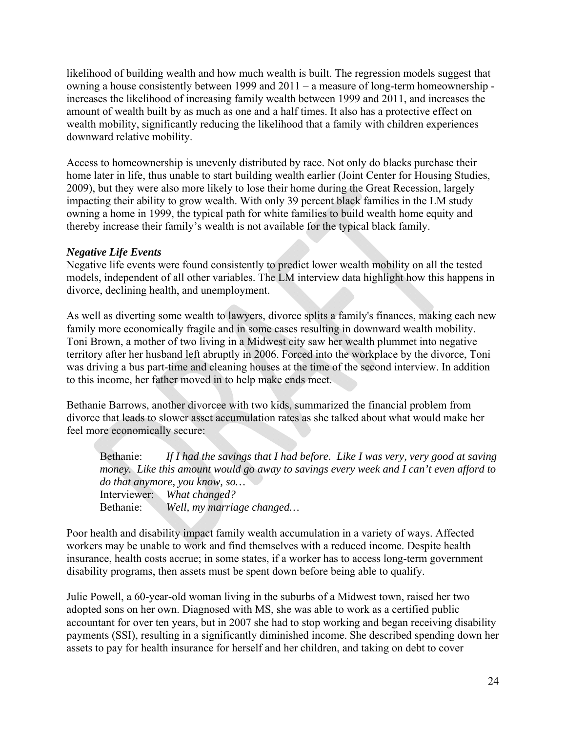likelihood of building wealth and how much wealth is built. The regression models suggest that owning a house consistently between 1999 and 2011 – a measure of long-term homeownership - increases the likelihood of increasing family wealth between 1999 and 2011, and increases the amount of wealth built by as much as one and a half times. It also has a protective effect on wealth mobility, significantly reducing the likelihood that a family with children experiences downward relative mobility.

Access to homeownership is unevenly distributed by race. Not only do blacks purchase their home later in life, thus unable to start building wealth earlier (Joint Center for Housing Studies, 2009), but they were also more likely to lose their home during the Great Recession, largely impacting their ability to grow wealth. With only 39 percent black families in the LM study owning a home in 1999, the typical path for white families to build wealth home equity and thereby increase their family's wealth is not available for the typical black family.

***Negative Life Events***

Negative life events were found consistently to predict lower wealth mobility on all the tested models, independent of all other variables. The LM interview data highlight how this happens in divorce, declining health, and unemployment.

As well as diverting some wealth to lawyers, divorce splits a family's finances, making each new family more economically fragile and in some cases resulting in downward wealth mobility. Toni Brown, a mother of two living in a Midwest city saw her wealth plummet into negative territory after her husband left abruptly in 2006. Forced into the workplace by the divorce, Toni was driving a bus part-time and cleaning houses at the time of the second interview. In addition to this income, her father moved in to help make ends meet.

Bethanie Barrows, another divorcee with two kids, summarized the financial problem from divorce that leads to slower asset accumulation rates as she talked about what would make her feel more economically secure:

> Bethanie: *If I had the savings that I had before. Like I was very, very good at saving money. Like this amount would go away to savings every week and I can't even afford to do that anymore, you know, so…*
> Interviewer: *What changed?*
> Bethanie: *Well, my marriage changed…*

Poor health and disability impact family wealth accumulation in a variety of ways. Affected workers may be unable to work and find themselves with a reduced income. Despite health insurance, health costs accrue; in some states, if a worker has to access long-term government disability programs, then assets must be spent down before being able to qualify.

Julie Powell, a 60-year-old woman living in the suburbs of a Midwest town, raised her two adopted sons on her own. Diagnosed with MS, she was able to work as a certified public accountant for over ten years, but in 2007 she had to stop working and began receiving disability payments (SSI), resulting in a significantly diminished income. She described spending down her assets to pay for health insurance for herself and her children, and taking on debt to cover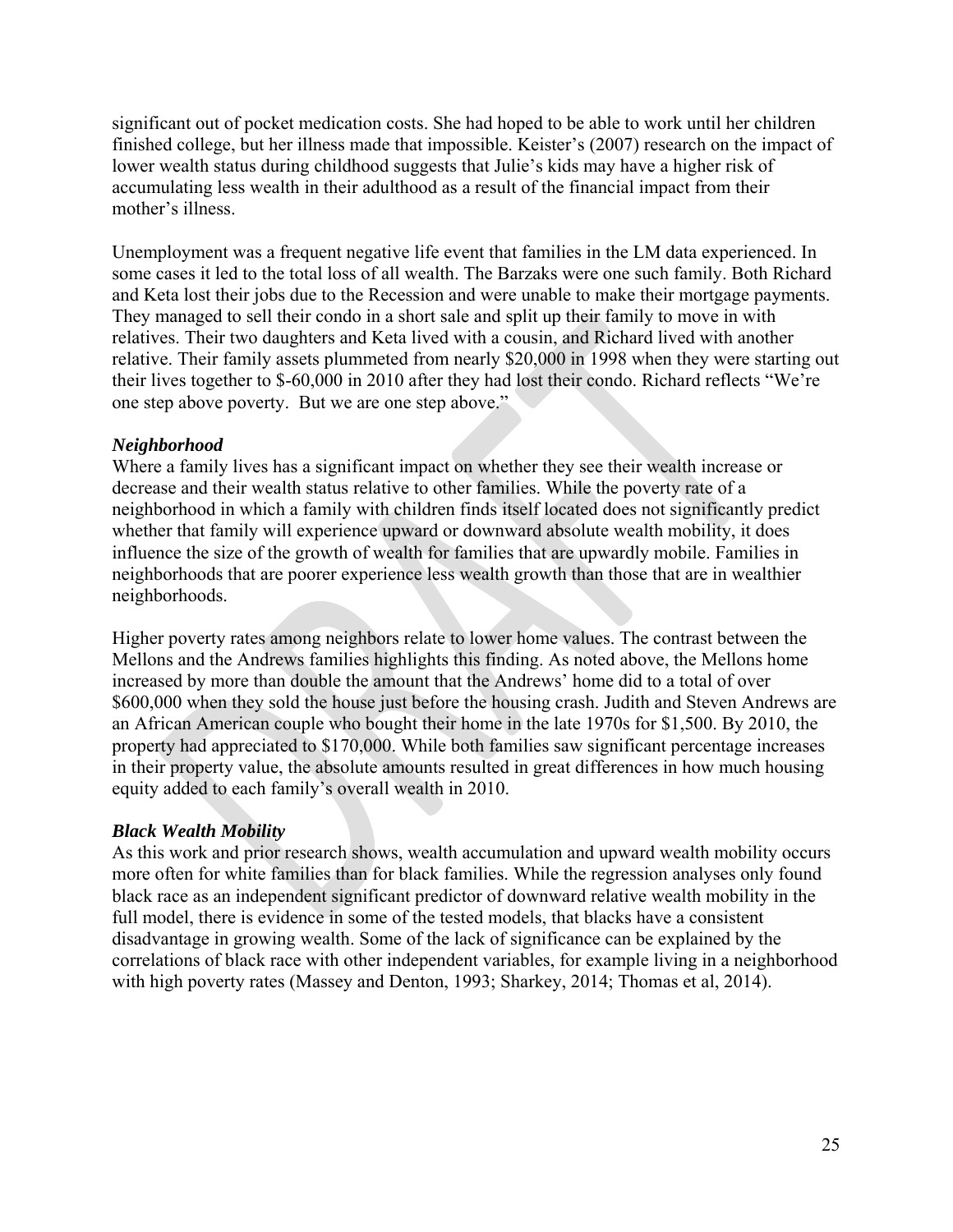significant out of pocket medication costs. She had hoped to be able to work until her children finished college, but her illness made that impossible. Keister's (2007) research on the impact of lower wealth status during childhood suggests that Julie's kids may have a higher risk of accumulating less wealth in their adulthood as a result of the financial impact from their mother's illness.

Unemployment was a frequent negative life event that families in the LM data experienced. In some cases it led to the total loss of all wealth. The Barzaks were one such family. Both Richard and Keta lost their jobs due to the Recession and were unable to make their mortgage payments. They managed to sell their condo in a short sale and split up their family to move in with relatives. Their two daughters and Keta lived with a cousin, and Richard lived with another relative. Their family assets plummeted from nearly $20,000 in 1998 when they were starting out their lives together to $-60,000 in 2010 after they had lost their condo. Richard reflects "We're one step above poverty. But we are one step above."

### *Neighborhood*

Where a family lives has a significant impact on whether they see their wealth increase or decrease and their wealth status relative to other families. While the poverty rate of a neighborhood in which a family with children finds itself located does not significantly predict whether that family will experience upward or downward absolute wealth mobility, it does influence the size of the growth of wealth for families that are upwardly mobile. Families in neighborhoods that are poorer experience less wealth growth than those that are in wealthier neighborhoods.

Higher poverty rates among neighbors relate to lower home values. The contrast between the Mellons and the Andrews families highlights this finding. As noted above, the Mellons home increased by more than double the amount that the Andrews' home did to a total of over $600,000 when they sold the house just before the housing crash. Judith and Steven Andrews are an African American couple who bought their home in the late 1970s for $1,500. By 2010, the property had appreciated to $170,000. While both families saw significant percentage increases in their property value, the absolute amounts resulted in great differences in how much housing equity added to each family's overall wealth in 2010.

### *Black Wealth Mobility*

As this work and prior research shows, wealth accumulation and upward wealth mobility occurs more often for white families than for black families. While the regression analyses only found black race as an independent significant predictor of downward relative wealth mobility in the full model, there is evidence in some of the tested models, that blacks have a consistent disadvantage in growing wealth. Some of the lack of significance can be explained by the correlations of black race with other independent variables, for example living in a neighborhood with high poverty rates (Massey and Denton, 1993; Sharkey, 2014; Thomas et al, 2014).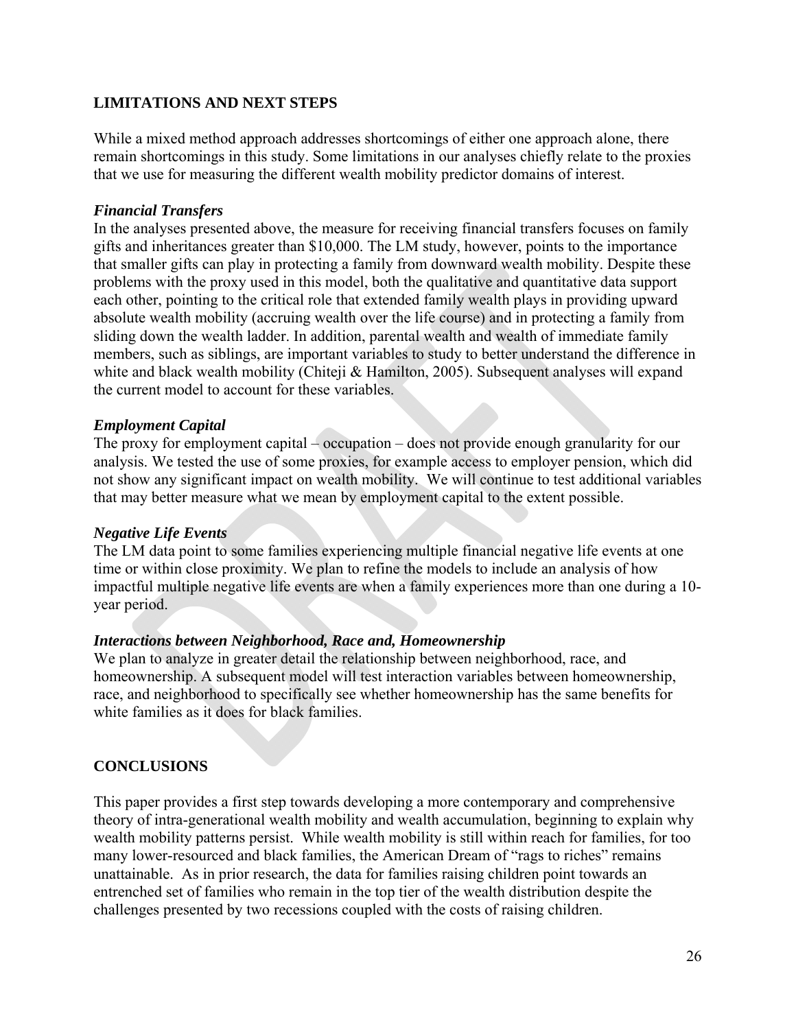## LIMITATIONS AND NEXT STEPS

While a mixed method approach addresses shortcomings of either one approach alone, there remain shortcomings in this study. Some limitations in our analyses chiefly relate to the proxies that we use for measuring the different wealth mobility predictor domains of interest.

### *Financial Transfers*

In the analyses presented above, the measure for receiving financial transfers focuses on family gifts and inheritances greater than $10,000. The LM study, however, points to the importance that smaller gifts can play in protecting a family from downward wealth mobility. Despite these problems with the proxy used in this model, both the qualitative and quantitative data support each other, pointing to the critical role that extended family wealth plays in providing upward absolute wealth mobility (accruing wealth over the life course) and in protecting a family from sliding down the wealth ladder. In addition, parental wealth and wealth of immediate family members, such as siblings, are important variables to study to better understand the difference in white and black wealth mobility (Chiteji & Hamilton, 2005). Subsequent analyses will expand the current model to account for these variables.

### *Employment Capital*

The proxy for employment capital – occupation – does not provide enough granularity for our analysis. We tested the use of some proxies, for example access to employer pension, which did not show any significant impact on wealth mobility. We will continue to test additional variables that may better measure what we mean by employment capital to the extent possible.

### *Negative Life Events*

The LM data point to some families experiencing multiple financial negative life events at one time or within close proximity. We plan to refine the models to include an analysis of how impactful multiple negative life events are when a family experiences more than one during a 10-year period.

### *Interactions between Neighborhood, Race and, Homeownership*

We plan to analyze in greater detail the relationship between neighborhood, race, and homeownership. A subsequent model will test interaction variables between homeownership, race, and neighborhood to specifically see whether homeownership has the same benefits for white families as it does for black families.

## CONCLUSIONS

This paper provides a first step towards developing a more contemporary and comprehensive theory of intra-generational wealth mobility and wealth accumulation, beginning to explain why wealth mobility patterns persist. While wealth mobility is still within reach for families, for too many lower-resourced and black families, the American Dream of "rags to riches" remains unattainable. As in prior research, the data for families raising children point towards an entrenched set of families who remain in the top tier of the wealth distribution despite the challenges presented by two recessions coupled with the costs of raising children.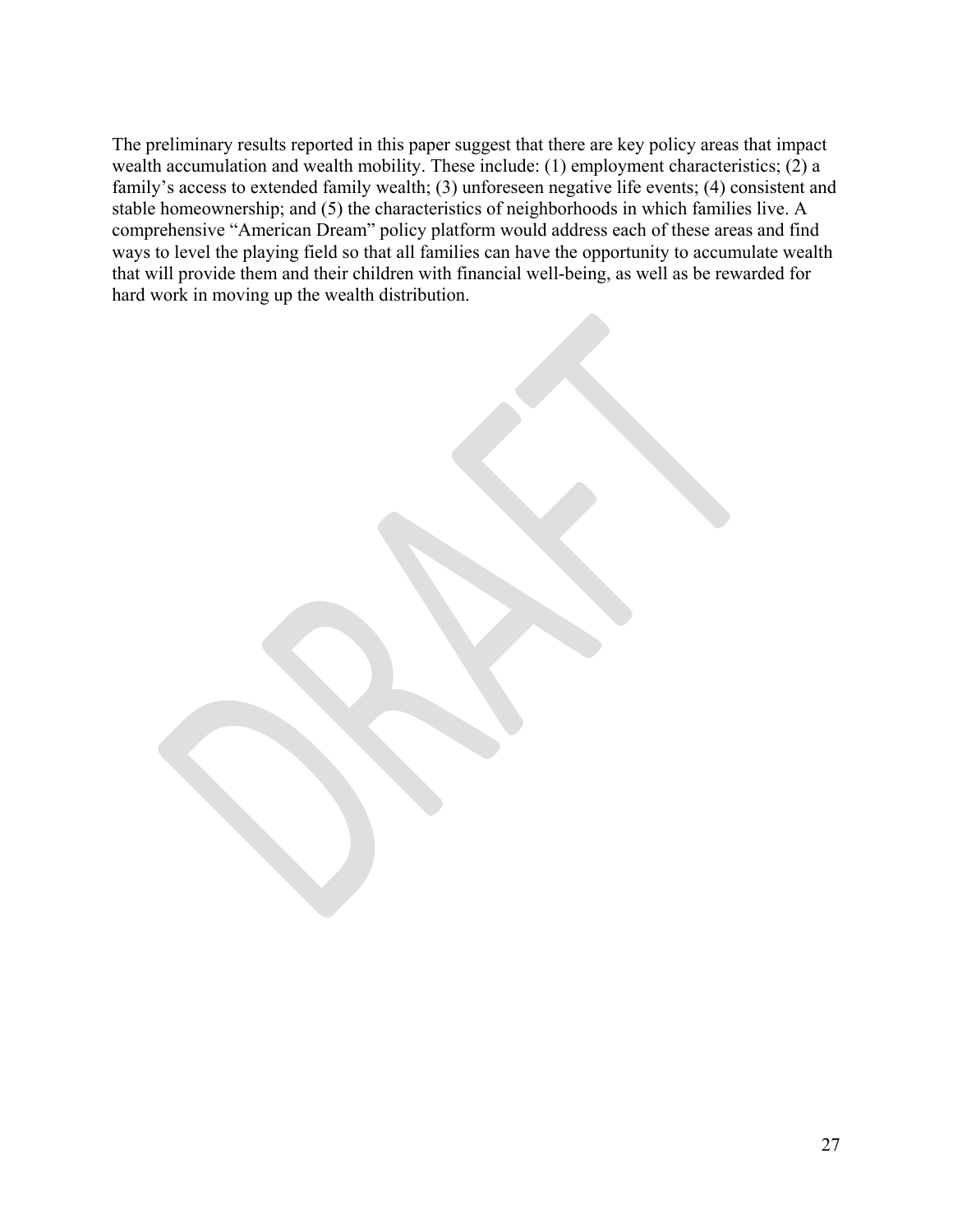The preliminary results reported in this paper suggest that there are key policy areas that impact wealth accumulation and wealth mobility. These include: (1) employment characteristics; (2) a family's access to extended family wealth; (3) unforeseen negative life events; (4) consistent and stable homeownership; and (5) the characteristics of neighborhoods in which families live. A comprehensive "American Dream" policy platform would address each of these areas and find ways to level the playing field so that all families can have the opportunity to accumulate wealth that will provide them and their children with financial well-being, as well as be rewarded for hard work in moving up the wealth distribution.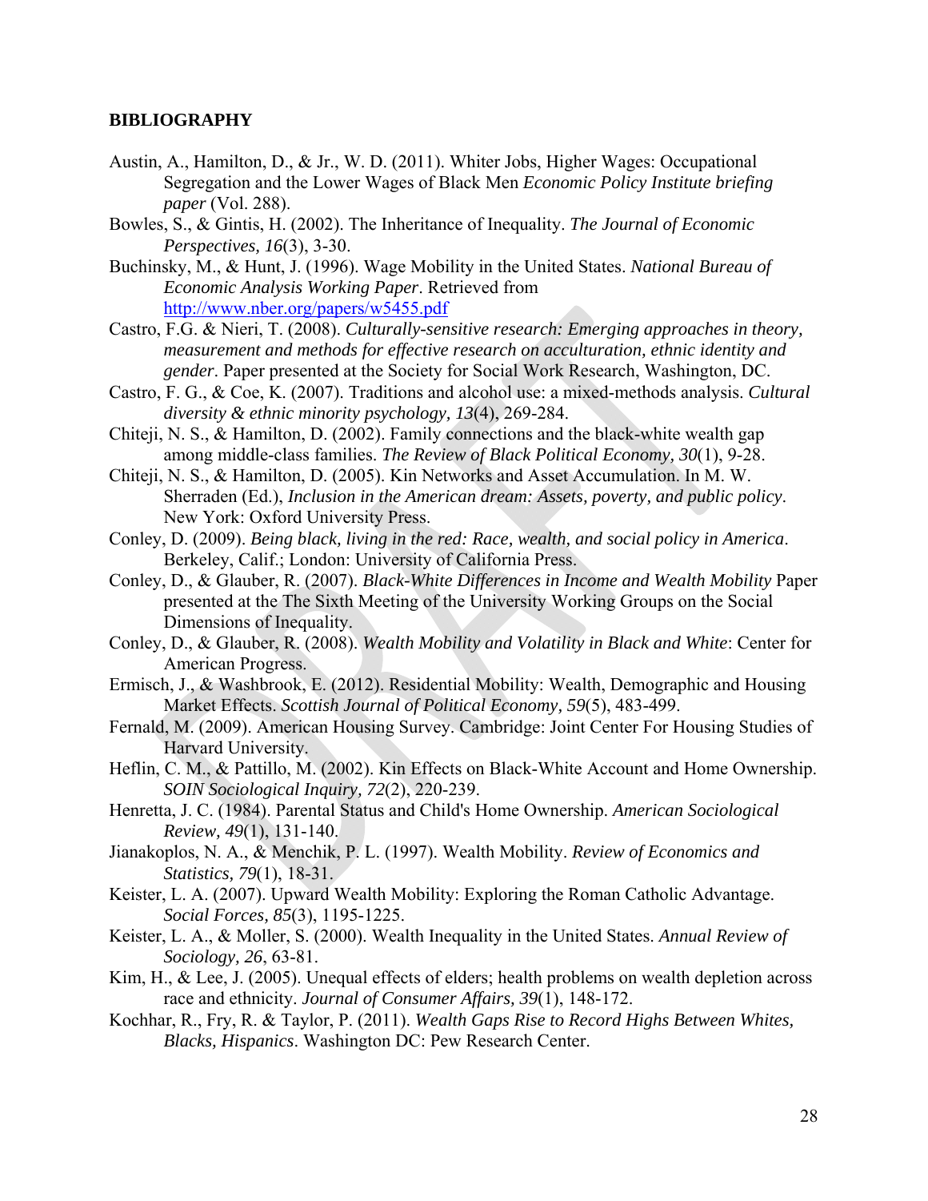**BIBLIOGRAPHY**

Austin, A., Hamilton, D., & Jr., W. D. (2011). Whiter Jobs, Higher Wages: Occupational Segregation and the Lower Wages of Black Men *Economic Policy Institute briefing paper* (Vol. 288).

Bowles, S., & Gintis, H. (2002). The Inheritance of Inequality. *The Journal of Economic Perspectives, 16*(3), 3-30.

Buchinsky, M., & Hunt, J. (1996). Wage Mobility in the United States. *National Bureau of Economic Analysis Working Paper*. Retrieved from http://www.nber.org/papers/w5455.pdf

Castro, F.G. & Nieri, T. (2008). *Culturally-sensitive research: Emerging approaches in theory, measurement and methods for effective research on acculturation, ethnic identity and gender.* Paper presented at the Society for Social Work Research, Washington, DC.

Castro, F. G., & Coe, K. (2007). Traditions and alcohol use: a mixed-methods analysis. *Cultural diversity & ethnic minority psychology, 13*(4), 269-284.

Chiteji, N. S., & Hamilton, D. (2002). Family connections and the black-white wealth gap among middle-class families. *The Review of Black Political Economy, 30*(1), 9-28.

Chiteji, N. S., & Hamilton, D. (2005). Kin Networks and Asset Accumulation. In M. W. Sherraden (Ed.), *Inclusion in the American dream: Assets, poverty, and public policy*. New York: Oxford University Press.

Conley, D. (2009). *Being black, living in the red: Race, wealth, and social policy in America*. Berkeley, Calif.; London: University of California Press.

Conley, D., & Glauber, R. (2007). *Black-White Differences in Income and Wealth Mobility* Paper presented at the The Sixth Meeting of the University Working Groups on the Social Dimensions of Inequality.

Conley, D., & Glauber, R. (2008). *Wealth Mobility and Volatility in Black and White*: Center for American Progress.

Ermisch, J., & Washbrook, E. (2012). Residential Mobility: Wealth, Demographic and Housing Market Effects. *Scottish Journal of Political Economy, 59*(5), 483-499.

Fernald, M. (2009). American Housing Survey. Cambridge: Joint Center For Housing Studies of Harvard University.

Heflin, C. M., & Pattillo, M. (2002). Kin Effects on Black-White Account and Home Ownership. *SOIN Sociological Inquiry, 72*(2), 220-239.

Henretta, J. C. (1984). Parental Status and Child's Home Ownership. *American Sociological Review, 49*(1), 131-140.

Jianakoplos, N. A., & Menchik, P. L. (1997). Wealth Mobility. *Review of Economics and Statistics, 79*(1), 18-31.

Keister, L. A. (2007). Upward Wealth Mobility: Exploring the Roman Catholic Advantage. *Social Forces, 85*(3), 1195-1225.

Keister, L. A., & Moller, S. (2000). Wealth Inequality in the United States. *Annual Review of Sociology, 26*, 63-81.

Kim, H., & Lee, J. (2005). Unequal effects of elders; health problems on wealth depletion across race and ethnicity. *Journal of Consumer Affairs, 39*(1), 148-172.

Kochhar, R., Fry, R. & Taylor, P. (2011). *Wealth Gaps Rise to Record Highs Between Whites, Blacks, Hispanics*. Washington DC: Pew Research Center.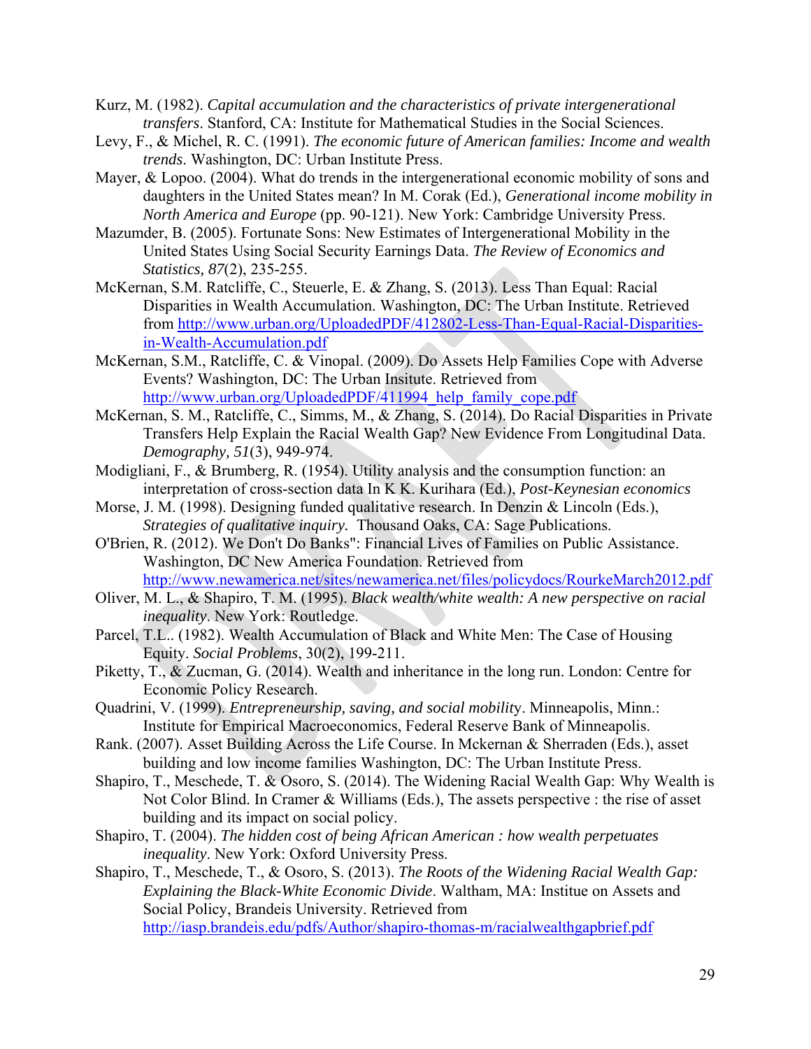Kurz, M. (1982). *Capital accumulation and the characteristics of private intergenerational transfers*. Stanford, CA: Institute for Mathematical Studies in the Social Sciences.

Levy, F., & Michel, R. C. (1991). *The economic future of American families: Income and wealth trends*. Washington, DC: Urban Institute Press.

Mayer, & Lopoo. (2004). What do trends in the intergenerational economic mobility of sons and daughters in the United States mean? In M. Corak (Ed.), *Generational income mobility in North America and Europe* (pp. 90-121). New York: Cambridge University Press.

Mazumder, B. (2005). Fortunate Sons: New Estimates of Intergenerational Mobility in the United States Using Social Security Earnings Data. *The Review of Economics and Statistics, 87*(2), 235-255.

McKernan, S.M. Ratcliffe, C., Steuerle, E. & Zhang, S. (2013). Less Than Equal: Racial Disparities in Wealth Accumulation. Washington, DC: The Urban Institute. Retrieved from http://www.urban.org/UploadedPDF/412802-Less-Than-Equal-Racial-Disparities-in-Wealth-Accumulation.pdf

McKernan, S.M., Ratcliffe, C. & Vinopal. (2009). Do Assets Help Families Cope with Adverse Events? Washington, DC: The Urban Insitute. Retrieved from http://www.urban.org/UploadedPDF/411994_help_family_cope.pdf

McKernan, S. M., Ratcliffe, C., Simms, M., & Zhang, S. (2014). Do Racial Disparities in Private Transfers Help Explain the Racial Wealth Gap? New Evidence From Longitudinal Data. *Demography, 51*(3), 949-974.

Modigliani, F., & Brumberg, R. (1954). Utility analysis and the consumption function: an interpretation of cross-section data In K K. Kurihara (Ed.), *Post-Keynesian economics*

Morse, J. M. (1998). Designing funded qualitative research. In Denzin & Lincoln (Eds.), *Strategies of qualitative inquiry.* Thousand Oaks, CA: Sage Publications.

O'Brien, R. (2012). We Don't Do Banks": Financial Lives of Families on Public Assistance. Washington, DC New America Foundation. Retrieved from http://www.newamerica.net/sites/newamerica.net/files/policydocs/RourkeMarch2012.pdf

Oliver, M. L., & Shapiro, T. M. (1995). *Black wealth/white wealth: A new perspective on racial inequality*. New York: Routledge.

Parcel, T.L.. (1982). Wealth Accumulation of Black and White Men: The Case of Housing Equity. *Social Problems*, 30(2), 199-211.

Piketty, T., & Zucman, G. (2014). Wealth and inheritance in the long run. London: Centre for Economic Policy Research.

Quadrini, V. (1999). *Entrepreneurship, saving, and social mobility*. Minneapolis, Minn.: Institute for Empirical Macroeconomics, Federal Reserve Bank of Minneapolis.

Rank. (2007). Asset Building Across the Life Course. In Mckernan & Sherraden (Eds.), asset building and low income families Washington, DC: The Urban Institute Press.

Shapiro, T., Meschede, T. & Osoro, S. (2014). The Widening Racial Wealth Gap: Why Wealth is Not Color Blind. In Cramer & Williams (Eds.), The assets perspective : the rise of asset building and its impact on social policy.

Shapiro, T. (2004). *The hidden cost of being African American : how wealth perpetuates inequality*. New York: Oxford University Press.

Shapiro, T., Meschede, T., & Osoro, S. (2013). *The Roots of the Widening Racial Wealth Gap: Explaining the Black-White Economic Divide*. Waltham, MA: Institue on Assets and Social Policy, Brandeis University. Retrieved from http://iasp.brandeis.edu/pdfs/Author/shapiro-thomas-m/racialwealthgapbrief.pdf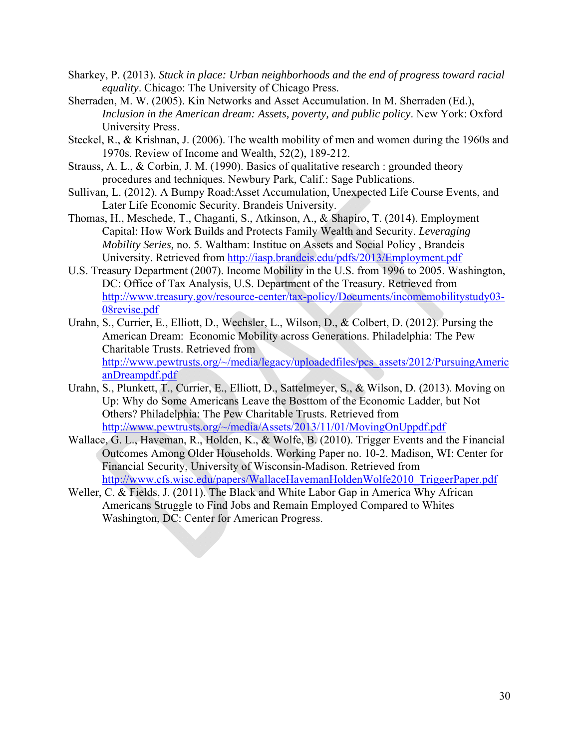Sharkey, P. (2013). *Stuck in place: Urban neighborhoods and the end of progress toward racial equality*. Chicago: The University of Chicago Press.

Sherraden, M. W. (2005). Kin Networks and Asset Accumulation. In M. Sherraden (Ed.), *Inclusion in the American dream: Assets, poverty, and public policy*. New York: Oxford University Press.

Steckel, R., & Krishnan, J. (2006). The wealth mobility of men and women during the 1960s and 1970s. Review of Income and Wealth, 52(2), 189-212.

Strauss, A. L., & Corbin, J. M. (1990). Basics of qualitative research : grounded theory procedures and techniques. Newbury Park, Calif.: Sage Publications.

Sullivan, L. (2012). A Bumpy Road:Asset Accumulation, Unexpected Life Course Events, and Later Life Economic Security. Brandeis University.

Thomas, H., Meschede, T., Chaganti, S., Atkinson, A., & Shapiro, T. (2014). Employment Capital: How Work Builds and Protects Family Wealth and Security. *Leveraging Mobility Series*, no. 5. Waltham: Institue on Assets and Social Policy , Brandeis University. Retrieved from http://iasp.brandeis.edu/pdfs/2013/Employment.pdf

U.S. Treasury Department (2007). Income Mobility in the U.S. from 1996 to 2005. Washington, DC: Office of Tax Analysis, U.S. Department of the Treasury. Retrieved from http://www.treasury.gov/resource-center/tax-policy/Documents/incomemobilitystudy03-08revise.pdf

Urahn, S., Currier, E., Elliott, D., Wechsler, L., Wilson, D., & Colbert, D. (2012). Pursing the American Dream: Economic Mobility across Generations. Philadelphia: The Pew Charitable Trusts. Retrieved from http://www.pewtrusts.org/~/media/legacy/uploadedfiles/pcs_assets/2012/PursuingAmericanDreampdf.pdf

Urahn, S., Plunkett, T., Currier, E., Elliott, D., Sattelmeyer, S., & Wilson, D. (2013). Moving on Up: Why do Some Americans Leave the Bosttom of the Economic Ladder, but Not Others? Philadelphia: The Pew Charitable Trusts. Retrieved from http://www.pewtrusts.org/~/media/Assets/2013/11/01/MovingOnUppdf.pdf

Wallace, G. L., Haveman, R., Holden, K., & Wolfe, B. (2010). Trigger Events and the Financial Outcomes Among Older Households. Working Paper no. 10-2. Madison, WI: Center for Financial Security, University of Wisconsin-Madison. Retrieved from http://www.cfs.wisc.edu/papers/WallaceHavemanHoldenWolfe2010_TriggerPaper.pdf

Weller, C. & Fields, J. (2011). The Black and White Labor Gap in America Why African Americans Struggle to Find Jobs and Remain Employed Compared to Whites Washington, DC: Center for American Progress.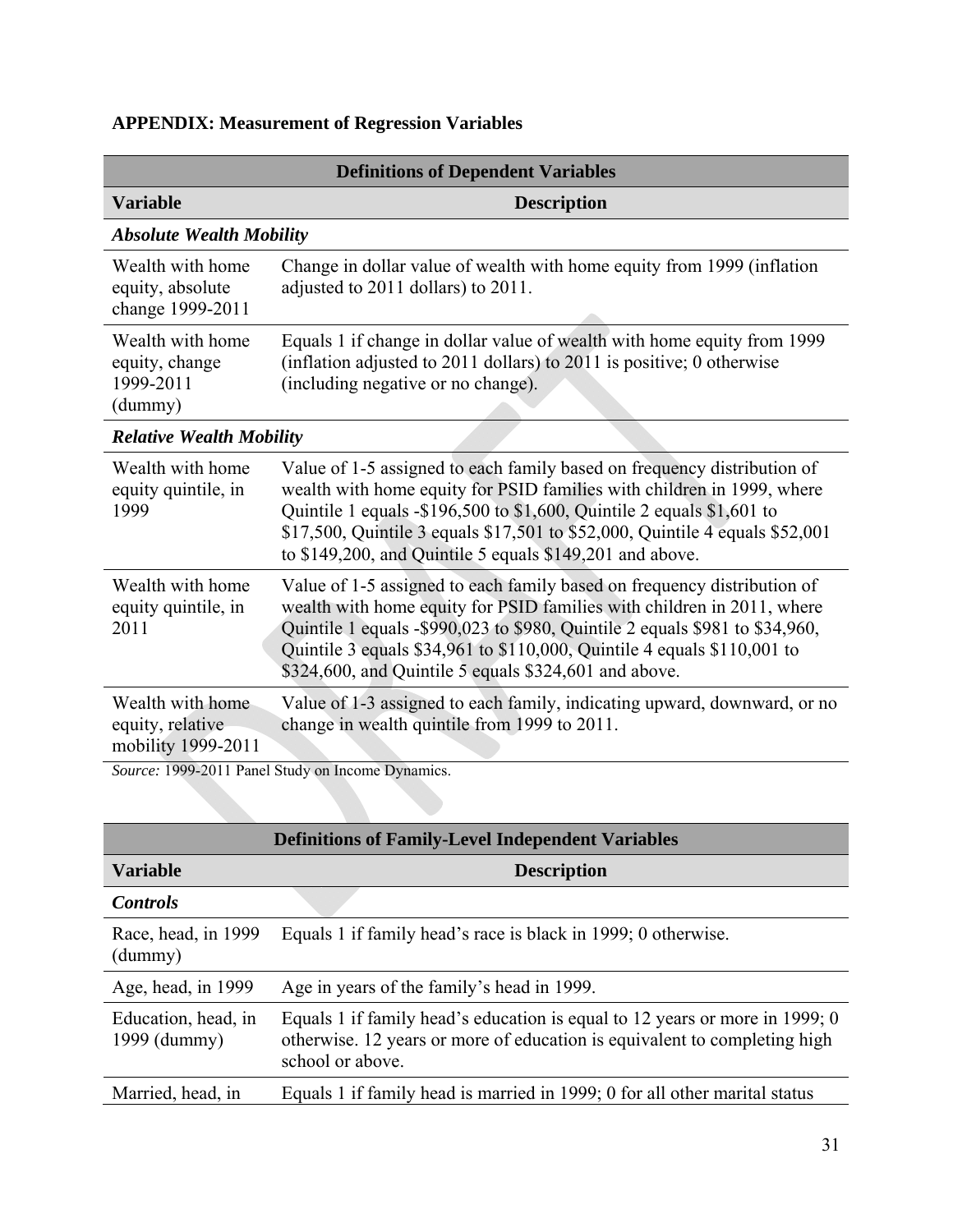**APPENDIX: Measurement of Regression Variables**

| Definitions of Dependent Variables | |
|---|---|
| **Variable** | **Description** |
| ***Absolute Wealth Mobility*** | |
| Wealth with home equity, absolute change 1999-2011 | Change in dollar value of wealth with home equity from 1999 (inflation adjusted to 2011 dollars) to 2011. |
| Wealth with home equity, change 1999-2011 (dummy) | Equals 1 if change in dollar value of wealth with home equity from 1999 (inflation adjusted to 2011 dollars) to 2011 is positive; 0 otherwise (including negative or no change). |
| ***Relative Wealth Mobility*** | |
| Wealth with home equity quintile, in 1999 | Value of 1-5 assigned to each family based on frequency distribution of wealth with home equity for PSID families with children in 1999, where Quintile 1 equals -$196,500 to $1,600, Quintile 2 equals $1,601 to $17,500, Quintile 3 equals $17,501 to $52,000, Quintile 4 equals $52,001 to $149,200, and Quintile 5 equals $149,201 and above. |
| Wealth with home equity quintile, in 2011 | Value of 1-5 assigned to each family based on frequency distribution of wealth with home equity for PSID families with children in 2011, where Quintile 1 equals -$990,023 to $980, Quintile 2 equals $981 to $34,960, Quintile 3 equals $34,961 to $110,000, Quintile 4 equals $110,001 to $324,600, and Quintile 5 equals $324,601 and above. |
| Wealth with home equity, relative mobility 1999-2011 | Value of 1-3 assigned to each family, indicating upward, downward, or no change in wealth quintile from 1999 to 2011. |

*Source:* 1999-2011 Panel Study on Income Dynamics.

| Definitions of Family-Level Independent Variables | |
|---|---|
| **Variable** | **Description** |
| ***Controls*** | |
| Race, head, in 1999 (dummy) | Equals 1 if family head's race is black in 1999; 0 otherwise. |
| Age, head, in 1999 | Age in years of the family's head in 1999. |
| Education, head, in 1999 (dummy) | Equals 1 if family head's education is equal to 12 years or more in 1999; 0 otherwise. 12 years or more of education is equivalent to completing high school or above. |
| Married, head, in | Equals 1 if family head is married in 1999; 0 for all other marital status |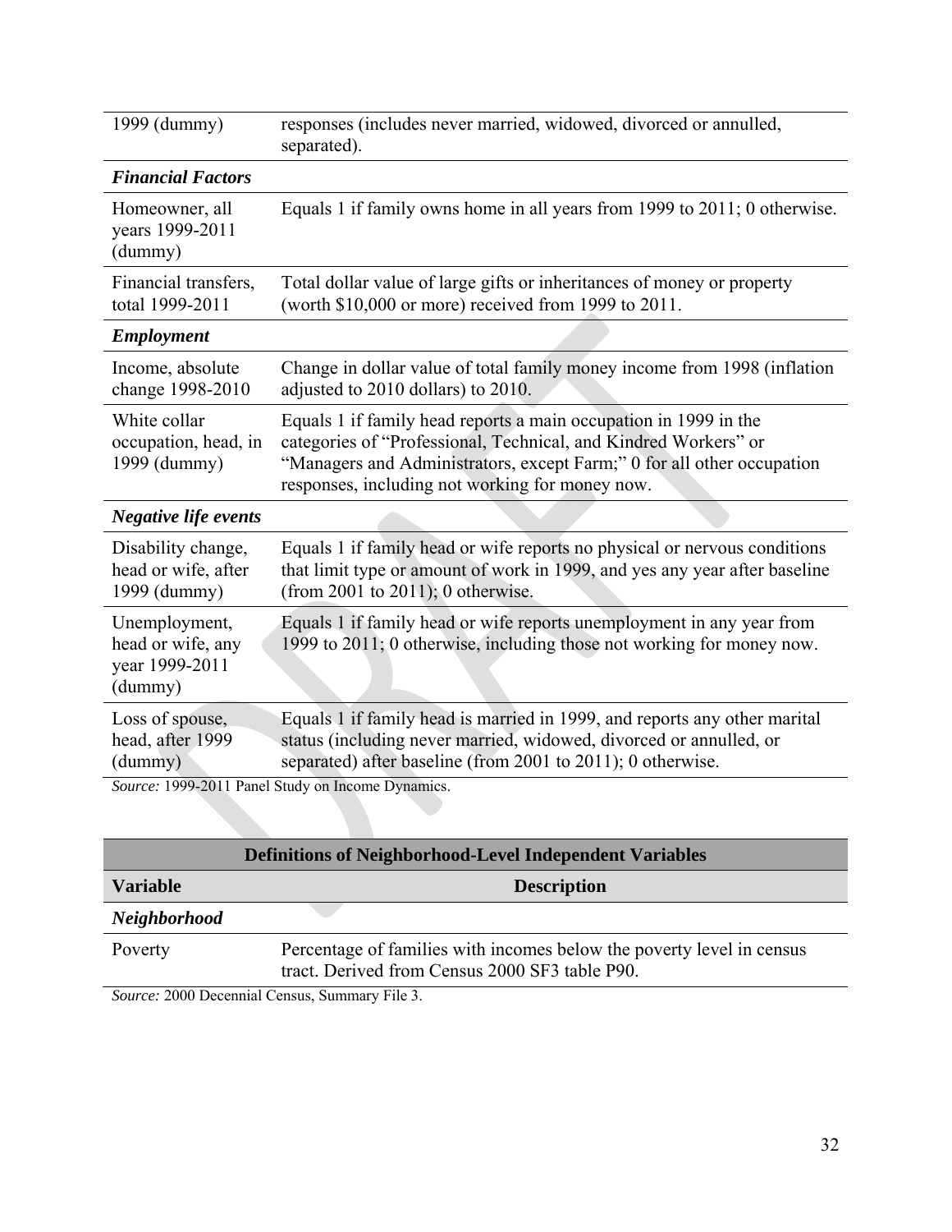| | |
|---|---|
| 1999 (dummy) | responses (includes never married, widowed, divorced or annulled, separated). |
| ***Financial Factors*** | |
| Homeowner, all years 1999-2011 (dummy) | Equals 1 if family owns home in all years from 1999 to 2011; 0 otherwise. |
| Financial transfers, total 1999-2011 | Total dollar value of large gifts or inheritances of money or property (worth $10,000 or more) received from 1999 to 2011. |
| ***Employment*** | |
| Income, absolute change 1998-2010 | Change in dollar value of total family money income from 1998 (inflation adjusted to 2010 dollars) to 2010. |
| White collar occupation, head, in 1999 (dummy) | Equals 1 if family head reports a main occupation in 1999 in the categories of "Professional, Technical, and Kindred Workers" or "Managers and Administrators, except Farm;" 0 for all other occupation responses, including not working for money now. |
| ***Negative life events*** | |
| Disability change, head or wife, after 1999 (dummy) | Equals 1 if family head or wife reports no physical or nervous conditions that limit type or amount of work in 1999, and yes any year after baseline (from 2001 to 2011); 0 otherwise. |
| Unemployment, head or wife, any year 1999-2011 (dummy) | Equals 1 if family head or wife reports unemployment in any year from 1999 to 2011; 0 otherwise, including those not working for money now. |
| Loss of spouse, head, after 1999 (dummy) | Equals 1 if family head is married in 1999, and reports any other marital status (including never married, widowed, divorced or annulled, or separated) after baseline (from 2001 to 2011); 0 otherwise. |

*Source:* 1999-2011 Panel Study on Income Dynamics.

**Definitions of Neighborhood-Level Independent Variables**

| Variable | Description |
|---|---|
| ***Neighborhood*** | |
| Poverty | Percentage of families with incomes below the poverty level in census tract. Derived from Census 2000 SF3 table P90. |

*Source:* 2000 Decennial Census, Summary File 3.